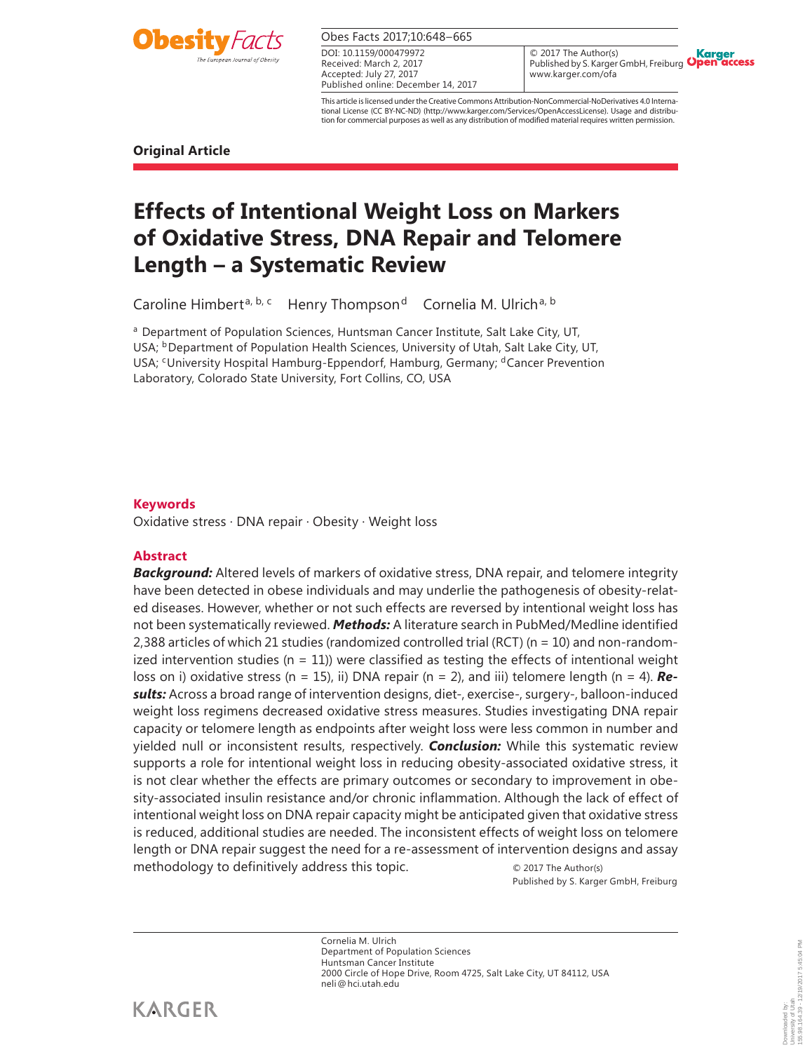Original Article

# Effects of Intentional Weight Loss on Markers of Oxidative Stress, DNA Repair and Telomere Length – a Systematic Review

Caroline Himbert[a, b, c] Henry Thompson[d] Cornelia M. Ulrich[a, b]

[a] Department of Population Sciences, Huntsman Cancer Institute, Salt Lake City, UT, USA; [b]Department of Population Health Sciences, University of Utah, Salt Lake City, UT, USA; [c]University Hospital Hamburg-Eppendorf, Hamburg, Germany; [d]Cancer Prevention Laboratory, Colorado State University, Fort Collins, CO, USA

DOI: 10.1159/000479972
Received: March 2, 2017
Accepted: July 27, 2017
Published online: December 14, 2017

© 2017 The Author(s)
Published by S. Karger GmbH, Freiburg
www.karger.com/ofa

This article is licensed under the Creative Commons Attribution-NonCommercial-NoDerivatives 4.0 International License (CC BY-NC-ND) (http://www.karger.com/Services/OpenAccessLicense). Usage and distribution for commercial purposes as well as any distribution of modified material requires written permission.

## Keywords

Oxidative stress · DNA repair · Obesity · Weight loss

## Abstract

***Background:*** Altered levels of markers of oxidative stress, DNA repair, and telomere integrity have been detected in obese individuals and may underlie the pathogenesis of obesity-related diseases. However, whether or not such effects are reversed by intentional weight loss has not been systematically reviewed. ***Methods:*** A literature search in PubMed/Medline identified 2,388 articles of which 21 studies (randomized controlled trial (RCT) (n = 10) and non-randomized intervention studies (n = 11)) were classified as testing the effects of intentional weight loss on i) oxidative stress (n = 15), ii) DNA repair (n = 2), and iii) telomere length (n = 4). ***Results:*** Across a broad range of intervention designs, diet-, exercise-, surgery-, balloon-induced weight loss regimens decreased oxidative stress measures. Studies investigating DNA repair capacity or telomere length as endpoints after weight loss were less common in number and yielded null or inconsistent results, respectively. ***Conclusion:*** While this systematic review supports a role for intentional weight loss in reducing obesity-associated oxidative stress, it is not clear whether the effects are primary outcomes or secondary to improvement in obesity-associated insulin resistance and/or chronic inflammation. Although the lack of effect of intentional weight loss on DNA repair capacity might be anticipated given that oxidative stress is reduced, additional studies are needed. The inconsistent effects of weight loss on telomere length or DNA repair suggest the need for a re-assessment of intervention designs and assay methodology to definitively address this topic.

© 2017 The Author(s)
Published by S. Karger GmbH, Freiburg

Cornelia M. Ulrich
Department of Population Sciences
Huntsman Cancer Institute
2000 Circle of Hope Drive, Room 4725, Salt Lake City, UT 84112, USA
neli@hci.utah.edu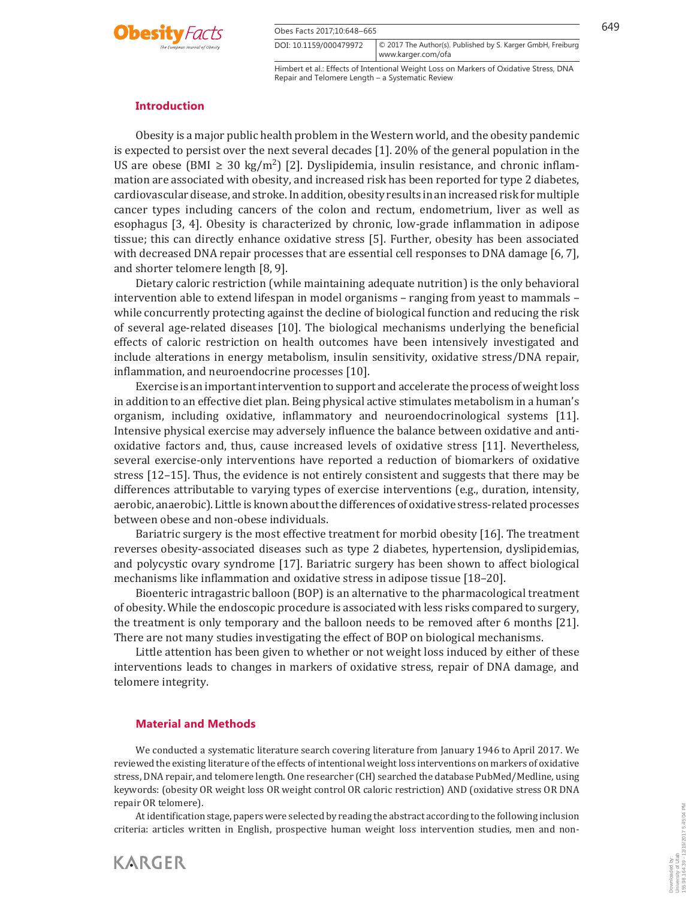## Introduction

Obesity is a major public health problem in the Western world, and the obesity pandemic is expected to persist over the next several decades [1]. 20% of the general population in the US are obese (BMI ≥ 30 $kg/m^2$) [2]. Dyslipidemia, insulin resistance, and chronic inflammation are associated with obesity, and increased risk has been reported for type 2 diabetes, cardiovascular disease, and stroke. In addition, obesity results in an increased risk for multiple cancer types including cancers of the colon and rectum, endometrium, liver as well as esophagus [3, 4]. Obesity is characterized by chronic, low-grade inflammation in adipose tissue; this can directly enhance oxidative stress [5]. Further, obesity has been associated with decreased DNA repair processes that are essential cell responses to DNA damage [6, 7], and shorter telomere length [8, 9].

Dietary caloric restriction (while maintaining adequate nutrition) is the only behavioral intervention able to extend lifespan in model organisms – ranging from yeast to mammals – while concurrently protecting against the decline of biological function and reducing the risk of several age-related diseases [10]. The biological mechanisms underlying the beneficial effects of caloric restriction on health outcomes have been intensively investigated and include alterations in energy metabolism, insulin sensitivity, oxidative stress/DNA repair, inflammation, and neuroendocrine processes [10].

Exercise is an important intervention to support and accelerate the process of weight loss in addition to an effective diet plan. Being physical active stimulates metabolism in a human's organism, including oxidative, inflammatory and neuroendocrinological systems [11]. Intensive physical exercise may adversely influence the balance between oxidative and antioxidative factors and, thus, cause increased levels of oxidative stress [11]. Nevertheless, several exercise-only interventions have reported a reduction of biomarkers of oxidative stress [12–15]. Thus, the evidence is not entirely consistent and suggests that there may be differences attributable to varying types of exercise interventions (e.g., duration, intensity, aerobic, anaerobic). Little is known about the differences of oxidative stress-related processes between obese and non-obese individuals.

Bariatric surgery is the most effective treatment for morbid obesity [16]. The treatment reverses obesity-associated diseases such as type 2 diabetes, hypertension, dyslipidemias, and polycystic ovary syndrome [17]. Bariatric surgery has been shown to affect biological mechanisms like inflammation and oxidative stress in adipose tissue [18–20].

Bioenteric intragastric balloon (BOP) is an alternative to the pharmacological treatment of obesity. While the endoscopic procedure is associated with less risks compared to surgery, the treatment is only temporary and the balloon needs to be removed after 6 months [21]. There are not many studies investigating the effect of BOP on biological mechanisms.

Little attention has been given to whether or not weight loss induced by either of these interventions leads to changes in markers of oxidative stress, repair of DNA damage, and telomere integrity.

## Material and Methods

We conducted a systematic literature search covering literature from January 1946 to April 2017. We reviewed the existing literature of the effects of intentional weight loss interventions on markers of oxidative stress, DNA repair, and telomere length. One researcher (CH) searched the database PubMed/Medline, using keywords: (obesity OR weight loss OR weight control OR caloric restriction) AND (oxidative stress OR DNA repair OR telomere).

At identification stage, papers were selected by reading the abstract according to the following inclusion criteria: articles written in English, prospective human weight loss intervention studies, men and non-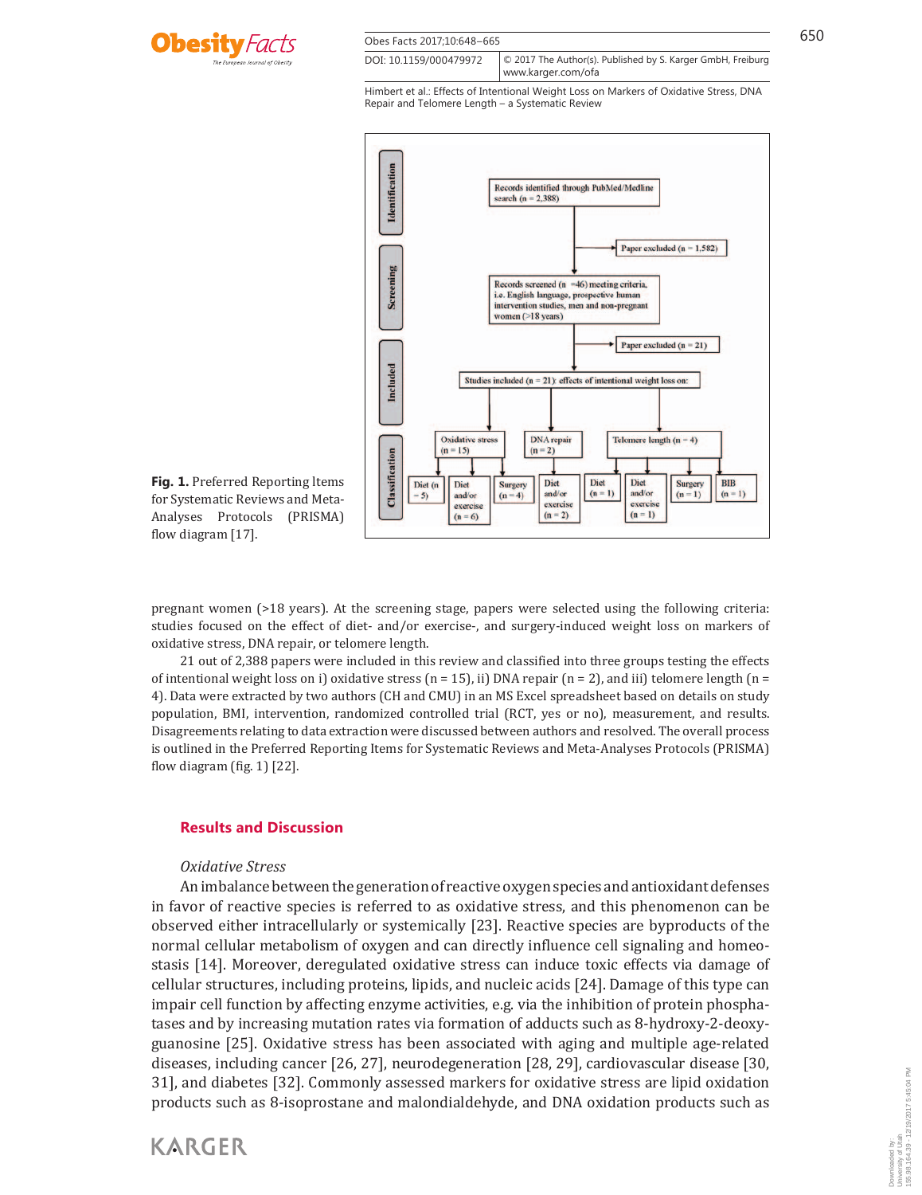Fig. 1. Preferred Reporting Items for Systematic Reviews and Meta-Analyses Protocols (PRISMA) flow diagram [17].

pregnant women (>18 years). At the screening stage, papers were selected using the following criteria: studies focused on the effect of diet- and/or exercise-, and surgery-induced weight loss on markers of oxidative stress, DNA repair, or telomere length.

21 out of 2,388 papers were included in this review and classified into three groups testing the effects of intentional weight loss on i) oxidative stress (n = 15), ii) DNA repair (n = 2), and iii) telomere length (n = 4). Data were extracted by two authors (CH and CMU) in an MS Excel spreadsheet based on details on study population, BMI, intervention, randomized controlled trial (RCT, yes or no), measurement, and results. Disagreements relating to data extraction were discussed between authors and resolved. The overall process is outlined in the Preferred Reporting Items for Systematic Reviews and Meta-Analyses Protocols (PRISMA) flow diagram (fig. 1) [22].

## Results and Discussion

### *Oxidative Stress*

An imbalance between the generation of reactive oxygen species and antioxidant defenses in favor of reactive species is referred to as oxidative stress, and this phenomenon can be observed either intracellularly or systemically [23]. Reactive species are byproducts of the normal cellular metabolism of oxygen and can directly influence cell signaling and homeostasis [14]. Moreover, deregulated oxidative stress can induce toxic effects via damage of cellular structures, including proteins, lipids, and nucleic acids [24]. Damage of this type can impair cell function by affecting enzyme activities, e.g. via the inhibition of protein phosphatases and by increasing mutation rates via formation of adducts such as 8-hydroxy-2-deoxyguanosine [25]. Oxidative stress has been associated with aging and multiple age-related diseases, including cancer [26, 27], neurodegeneration [28, 29], cardiovascular disease [30, 31], and diabetes [32]. Commonly assessed markers for oxidative stress are lipid oxidation products such as 8-isoprostane and malondialdehyde, and DNA oxidation products such as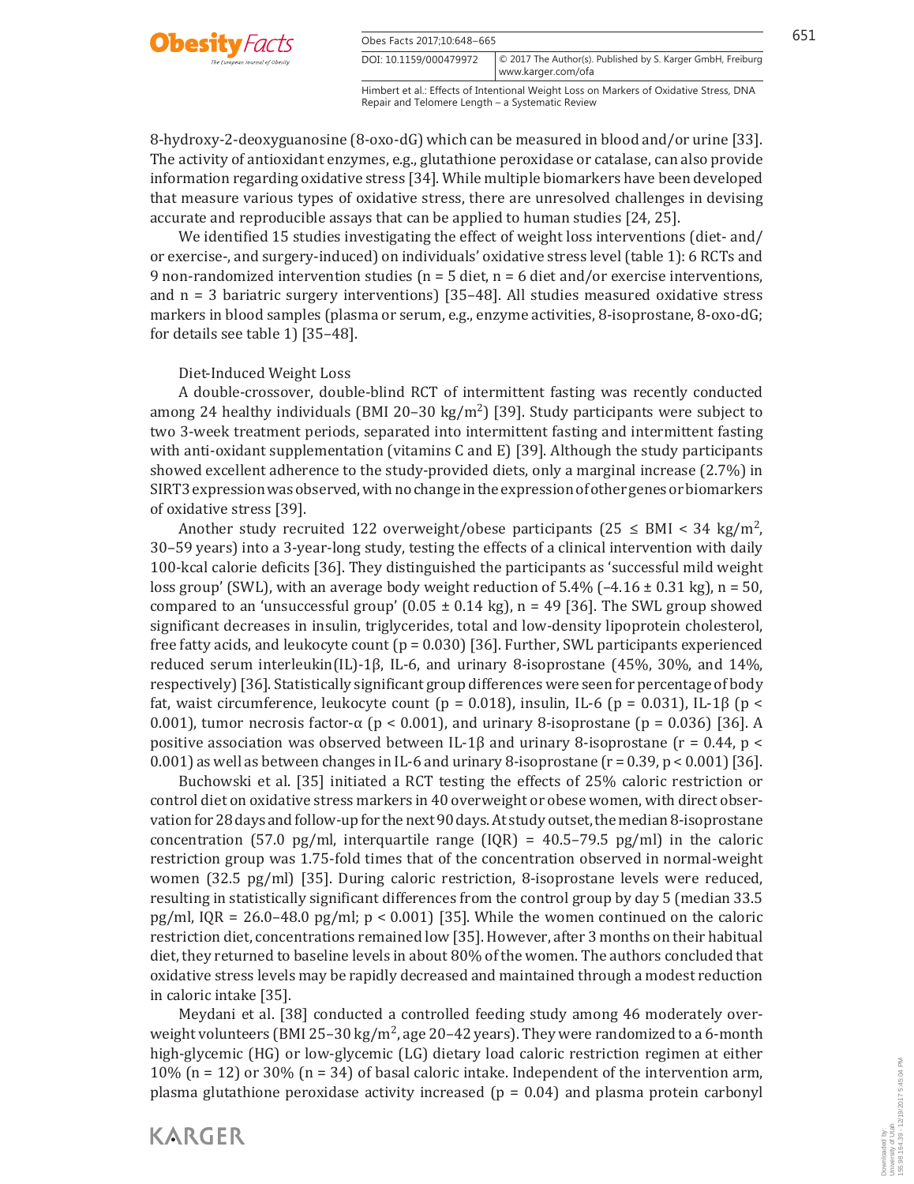8-hydroxy-2-deoxyguanosine (8-oxo-dG) which can be measured in blood and/or urine [33]. The activity of antioxidant enzymes, e.g., glutathione peroxidase or catalase, can also provide information regarding oxidative stress [34]. While multiple biomarkers have been developed that measure various types of oxidative stress, there are unresolved challenges in devising accurate and reproducible assays that can be applied to human studies [24, 25].

We identified 15 studies investigating the effect of weight loss interventions (diet- and/or exercise-, and surgery-induced) on individuals' oxidative stress level (table 1): 6 RCTs and 9 non-randomized intervention studies (n = 5 diet, n = 6 diet and/or exercise interventions, and n = 3 bariatric surgery interventions) [35–48]. All studies measured oxidative stress markers in blood samples (plasma or serum, e.g., enzyme activities, 8-isoprostane, 8-oxo-dG; for details see table 1) [35–48].

### Diet-Induced Weight Loss

A double-crossover, double-blind RCT of intermittent fasting was recently conducted among 24 healthy individuals (BMI 20–30 $kg/m^2$) [39]. Study participants were subject to two 3-week treatment periods, separated into intermittent fasting and intermittent fasting with anti-oxidant supplementation (vitamins C and E) [39]. Although the study participants showed excellent adherence to the study-provided diets, only a marginal increase (2.7%) in SIRT3 expression was observed, with no change in the expression of other genes or biomarkers of oxidative stress [39].

Another study recruited 122 overweight/obese participants ($25 \leq$ BMI $< 34$ $kg/m^2$, 30–59 years) into a 3-year-long study, testing the effects of a clinical intervention with daily 100-kcal calorie deficits [36]. They distinguished the participants as 'successful mild weight loss group' (SWL), with an average body weight reduction of 5.4% (–4.16 ± 0.31 kg), n = 50, compared to an 'unsuccessful group' (0.05 ± 0.14 kg), n = 49 [36]. The SWL group showed significant decreases in insulin, triglycerides, total and low-density lipoprotein cholesterol, free fatty acids, and leukocyte count ($p = 0.030$) [36]. Further, SWL participants experienced reduced serum interleukin(IL)-1β, IL-6, and urinary 8-isoprostane (45%, 30%, and 14%, respectively) [36]. Statistically significant group differences were seen for percentage of body fat, waist circumference, leukocyte count ($p = 0.018$), insulin, IL-6 ($p = 0.031$), IL-1β ($p < 0.001$), tumor necrosis factor-α ($p < 0.001$), and urinary 8-isoprostane ($p = 0.036$) [36]. A positive association was observed between IL-1β and urinary 8-isoprostane ($r = 0.44$, $p < 0.001$) as well as between changes in IL-6 and urinary 8-isoprostane ($r = 0.39$, $p < 0.001$) [36].

Buchowski et al. [35] initiated a RCT testing the effects of 25% caloric restriction or control diet on oxidative stress markers in 40 overweight or obese women, with direct observation for 28 days and follow-up for the next 90 days. At study outset, the median 8-isoprostane concentration (57.0 pg/ml, interquartile range (IQR) = 40.5–79.5 pg/ml) in the caloric restriction group was 1.75-fold times that of the concentration observed in normal-weight women (32.5 pg/ml) [35]. During caloric restriction, 8-isoprostane levels were reduced, resulting in statistically significant differences from the control group by day 5 (median 33.5 pg/ml, IQR = 26.0–48.0 pg/ml; $p < 0.001$) [35]. While the women continued on the caloric restriction diet, concentrations remained low [35]. However, after 3 months on their habitual diet, they returned to baseline levels in about 80% of the women. The authors concluded that oxidative stress levels may be rapidly decreased and maintained through a modest reduction in caloric intake [35].

Meydani et al. [38] conducted a controlled feeding study among 46 moderately overweight volunteers (BMI 25–30 $kg/m^2$, age 20–42 years). They were randomized to a 6-month high-glycemic (HG) or low-glycemic (LG) dietary load caloric restriction regimen at either 10% (n = 12) or 30% (n = 34) of basal caloric intake. Independent of the intervention arm, plasma glutathione peroxidase activity increased ($p = 0.04$) and plasma protein carbonyl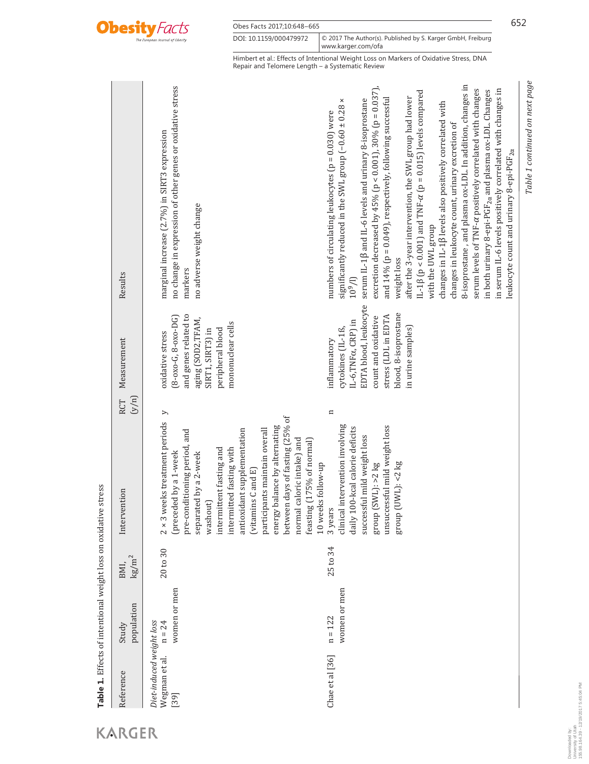**Table 1.** Effects of intentional weight loss on oxidative stress

| Reference | Study population | BMI, kg/m$^2$ | Intervention | RCT (y/n) | Measurement | Results |
|---|---|---|---|---|---|---|
| *Diet-induced weight loss* | | | | | | |
| Wegman et al. [39] | n = 24 women or men | 20 to 30 | 2 × 3 weeks treatment periods (preceded by a 1-week pre-conditioning period, and separated by a 2-week washout) intermittent fasting and intermitted fasting with antioxidant supplementation (vitamins C and E) participants maintain overall energy balance by alternating between days of fasting (25% of normal caloric intake) and feasting (175% of normal) 10 weeks follow-up | y | oxidative stress (8-oxo-G, 8-oxo-DG) and genes related to aging (SOD2,TFAM, SIRT1, SIRT3) in peripheral blood mononuclear cells | marginal increase (2.7%) in SIRT3 expression no change in expression of other genes or oxidative stress markers no adverse weight change |
| Chae et al [36] | n = 122 women or men | 25 to 34 | 3 years clinical intervention involving daily 100-kcal calorie deficits successful mild weight loss group (SWL): >2 kg unsuccessful mild weight loss group (UWL): <2 kg | n | inflammatory cytokines (IL-1ß, IL-6,TNFα, CRP) in EDTA blood, leukocyte count and oxidative stress (LDL in EDTA blood, 8-isoprostane in urine samples) | numbers of circulating leukocytes ($p = 0.030$) were significantly reduced in the SWL group (–0.60 ± 0.28 × $10^9$/l) serum IL-1β and IL-6 levels and urinary 8-isoprostane excretion decreased by 45% ($p < 0.001$), 30% ($p = 0.037$), and 14% ($p = 0.049$), respectively, following successful weight loss after the 3-year intervention, the SWL group had lower IL-1β ($p < 0.001$) and TNF-$\alpha$ ($p = 0.015$) levels compared with the UWL group changes in IL-1β levels also positively correlated with changes in leukocyte count, urinary excretion of 8-isoprostane , and plasma ox-LDL. In addition, changes in serum levels of TNF-$\alpha$ positively correlated with changes in both urinary 8-epi-PGF$_{2\alpha}$ and plasma ox-LDL. Changes in serum IL-6 levels positively correlated with changes in leukocyte count and urinary 8-epi-PGF$_{2\alpha}$ |

*Table 1 continued on next page*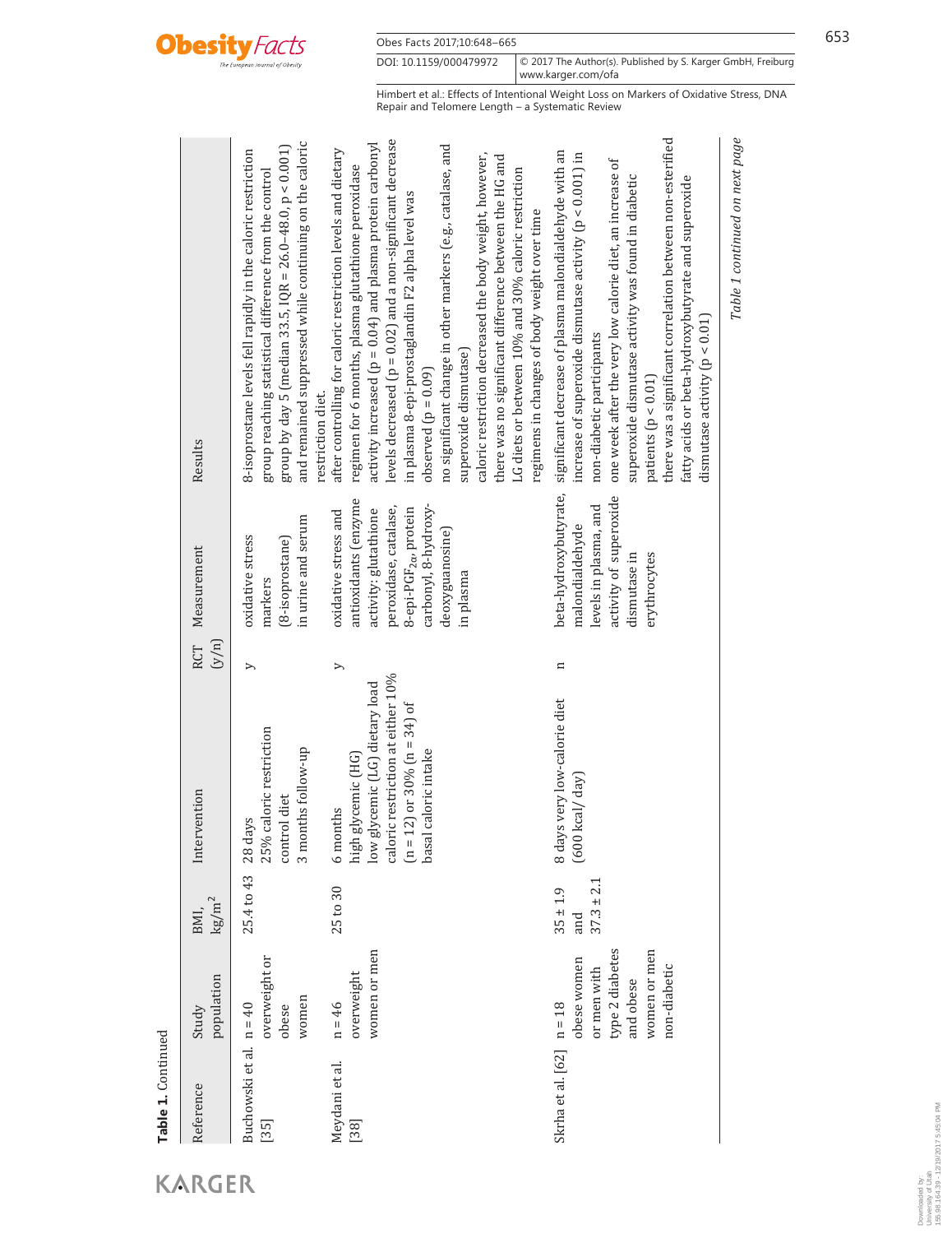**Table 1.** Continued

| Reference | Study population | BMI, kg/m$^2$ | Intervention | RCT (y/n) | Measurement | Results |
|---|---|---|---|---|---|---|
| Buchowski et al. [35] | n = 40 overweight or obese women | 25.4 to 43 | 28 days 25% caloric restriction control diet 3 months follow-up | y | oxidative stress markers (8-isoprostane) in urine and serum | 8-isoprostane levels fell rapidly in the caloric restriction group reaching statistical difference from the control group by day 5 (median 33.5, IQR = 26.0–48.0, $p < 0.001$) and remained suppressed while continuing on the caloric restriction diet. |
| Meydani et al. [38] | n = 46 overweight women or men | 25 to 30 | 6 months high glycemic (HG) low glycemic (LG) dietary load caloric restriction at either 10% (n = 12) or 30% (n = 34) of basal caloric intake | y | oxidative stress and antioxidants (enzyme activity: glutathione peroxidase, catalase, 8-epi-PGF$_{2\alpha}$, protein carbonyl, 8-hydroxy-deoxyguanosine) in plasma | after controlling for caloric restriction levels and dietary regimen for 6 months, plasma glutathione peroxidase activity increased ($p = 0.04$) and plasma protein carbonyl levels decreased ($p = 0.02$) and a non-significant decrease in plasma 8-epi-prostaglandin F2 alpha level was observed ($p = 0.09$)<br>no significant change in other markers (e.g., catalase, and superoxide dismutase)<br>caloric restriction decreased the body weight, however, there was no significant difference between the HG and LG diets or between 10% and 30% caloric restriction regimens in changes of body weight over time |
| Skrha et al. [62] | n = 18 obese women or men with type 2 diabetes and obese women or men non-diabetic | 35 ± 1.9 and 37.3 ± 2.1 | 8 days very low-calorie diet (600 kcal/day) | n | beta-hydroxybutyrate, malondialdehyde levels in plasma, and activity of superoxide dismutase in erythrocytes | significant decrease of plasma malondialdehyde with an increase of superoxide dismutase activity ($p < 0.001$) in non-diabetic participants<br>one week after the very low calorie diet, an increase of superoxide dismutase activity was found in diabetic patients ($p < 0.01$)<br>there was a significant correlation between non-esterified fatty acids or beta-hydroxybutyrate and superoxide dismutase activity ($p < 0.01$) |

*Table 1 continued on next page*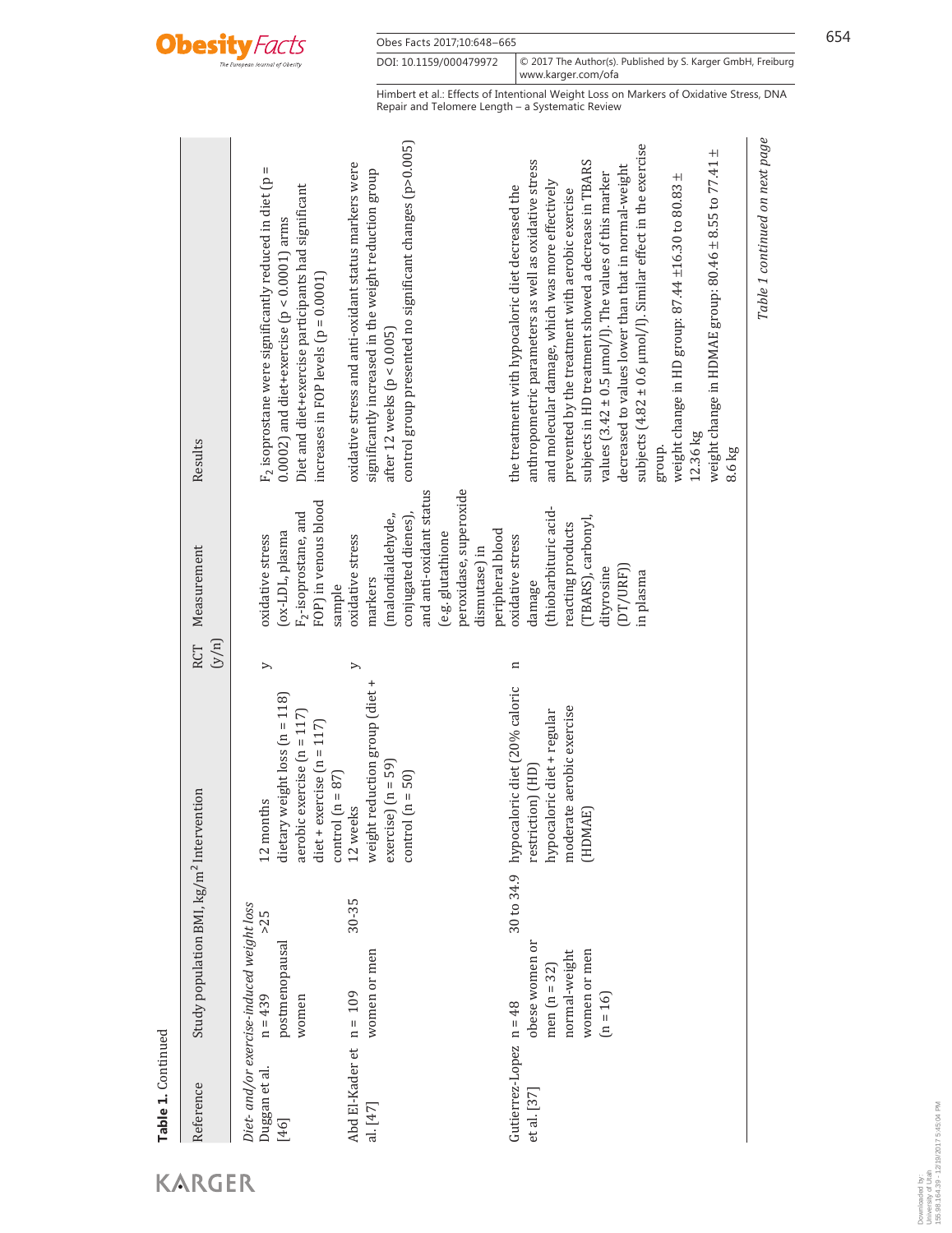**Table 1.** Continued

| Reference | Study population | BMI, kg/m$^2$ | Intervention | RCT (y/n) | Measurement | Results |
|---|---|---|---|---|---|---|
| *Diet- and/or exercise-induced weight loss* | | | | | | |
| Duggan et al. [46] | n = 439 postmenopausal women | >25 | 12 months dietary weight loss (n = 118) aerobic exercise (n = 117) diet + exercise (n = 117) control (n = 87) | y | oxidative stress (ox-LDL, plasma $F_2$-isoprostane, and FOP) in venous blood sample | $F_2$ isoprostane were significantly reduced in diet (p = 0.0002) and diet+exercise (p < 0.0001) arms Diet and diet+exercise participants had significant increases in FOP levels (p = 0.0001) |
| Abd El-Kader et al. [47] | n = 109 women or men | 30-35 | 12 weeks weight reduction group (diet + exercise) (n = 59) control (n = 50) | y | oxidative stress markers (malondialdehyde,, conjugated dienes), and anti-oxidant status (e.g. glutathione peroxidase, superoxide dismutase) in peripheral blood | oxidative stress and anti-oxidant status markers were significantly increased in the weight reduction group after 12 weeks (p < 0.005) control group presented no significant changes (p>0.005) |
| Gutierrez-Lopez et al. [37] | n = 48 obese women or men (n = 32) normal-weight women or men (n = 16) | 30 to 34.9 | hypocaloric diet (20% caloric restriction) (HD) hypocaloric diet + regular moderate aerobic exercise (HDMAE) | n | oxidative stress damage (thiobarbituric acid-reacting products (TBARS), carbonyl, dityrosine (DT/URF)) in plasma | the treatment with hypocaloric diet decreased the anthropometric parameters as well as oxidative stress and molecular damage, which was more effectively prevented by the treatment with aerobic exercise subjects in HD treatment showed a decrease in TBARS values (3.42 ± 0.5 µmol/l). The values of this marker decreased to values lower than that in normal-weight subjects (4.82 ± 0.6 µmol/l). Similar effect in the exercise group. weight change in HD group: 87.44 ±16.30 to 80.83 ± 12.36 kg weight change in HDMAE group: 80.46 ± 8.55 to 77.41 ± 8.6 kg |

*Table 1 continued on next page*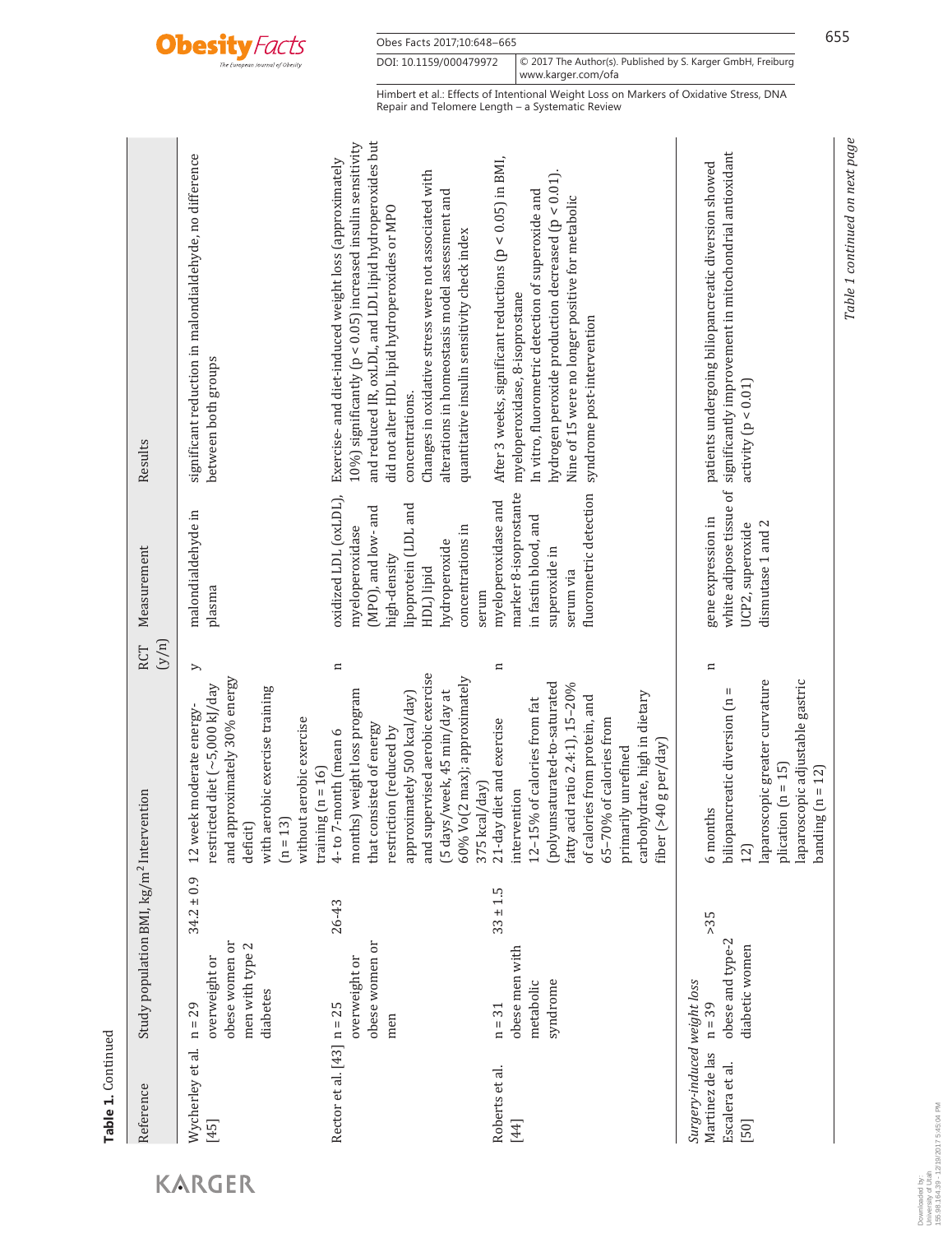**Table 1.** Continued

| Reference | Study population | BMI, kg/m² | Intervention | RCT (y/n) | Measurement | Results |
|---|---|---|---|---|---|---|
| Wycherley et al. [45] | n = 29 overweight or obese women or men with type 2 diabetes | 34.2 ± 0.9 | 12 week moderate energy-restricted diet (~5,000 kJ/day and approximately 30% energy deficit) with aerobic exercise training (n = 13) without aerobic exercise training (n = 16) | y | malondialdehyde in plasma | significant reduction in malondialdehyde, no difference between both groups |
| Rector et al. [43] | n = 25 overweight or obese women or men | 26–43 | 4- to 7-month (mean 6 months) weight loss program that consisted of energy restriction (reduced by approximately 500 kcal/day) and supervised aerobic exercise (5 days/week, 45 min/day at 60% $Vo(2\ max)$; approximately 375 kcal/day) | n | oxidized LDL (oxLDL), myeloperoxidase (MPO), and low- and high-density lipoprotein (LDL and HDL) lipid hydroperoxide concentrations in serum | Exercise- and diet-induced weight loss (approximately 10%) significantly ($p < 0.05$) increased insulin sensitivity and reduced IR, oxLDL, and LDL lipid hydroperoxides but did not alter HDL lipid hydroperoxides or MPO concentrations. Changes in oxidative stress were not associated with alterations in homeostasis model assessment and quantitative insulin sensitivity check index |
| Roberts et al. [44] | n = 31 obese men with metabolic syndrome | 33 ± 1.5 | 21-day diet and exercise intervention 12–15% of calories from fat (polyunsaturated-to-saturated fatty acid ratio 2.4:1), 15–20% of calories from protein, and 65–70% of calories from primarily unrefined carbohydrate, high in dietary fiber (>40 g per/day) | n | myeloperoxidase and marker 8-isoprostante in fastin blood, and superoxide in serum via fluorometric detection | After 3 weeks, significant reductions ($p < 0.05$) in BMI, myeloperoxidase, 8-isoprostane In vitro, fluorometric detection of superoxide and hydrogen peroxide production decreased ($p < 0.01$). Nine of 15 were no longer positive for metabolic syndrome post-intervention |
| *Surgery-induced weight loss* | | | | | | |
| Martinez de las Escalera et al. [50] | n = 39 obese and type-2 diabetic women | >35 | 6 months biliopancreatic diversion (n = 12) laparoscopic greater curvature plication (n = 15) laparoscopic adjustable gastric banding (n = 12) | n | gene expression in white adipose tissue of UCP2, superoxide dismutase 1 and 2 | patients undergoing biliopancreatic diversion showed significantly improvement in mitochondrial antioxidant activity ($p < 0.01$) |

*Table 1 continued on next page*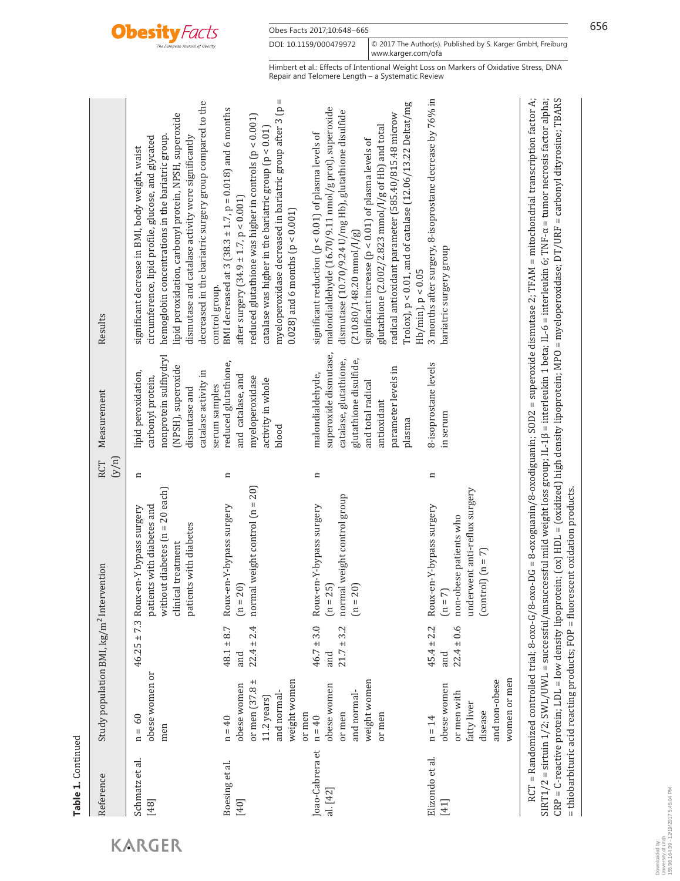**Table 1.** Continued

| Reference | Study population | BMI, kg/m$^2$ | Intervention | RCT (y/n) | Measurement | Results |
|---|---|---|---|---|---|---|
| Schmatz et al. [48] | n = 60 obese women or men | 46.25 ± 7.3 | Roux-en-Y bypass surgery patients with diabetes and without diabetes (n = 20 each) clinical treatment patients with diabetes | n | lipid peroxidation, carbonyl protein, nonprotein sulfhydryl (NPSH), superoxide dismutase and catalase activity in serum samples | significant decrease in BMI, body weight, waist circumference, lipid profile, glucose, and glycated hemoglobin concentrations in the bariatric group. lipid peroxidation, carbonyl protein, NPSH, superoxide dismutase and catalase activity were significantly decreased in the bariatric surgery group compared to the control group. |
| Boesing et al. [40] | n = 40 obese women or men (37.8 ± 11.2 years) and normal-weight women or men | 48.1 ± 8.7 and 22.4 ± 2.4 | Roux-en-Y-bypass surgery (n = 20) normal weight control (n = 20) | n | reduced glutathione, and catalase, and myeloperoxidase activity in whole blood | BMI decreased at 3 (38.3 ± 1.7, p = 0.018) and 6 months after surgery (34.9 ± 1.7, p < 0.001) reduced glutathione was higher in controls (p < 0.001) catalase was higher in the bariatric group (p < 0.01) myeloperoxidase decreased in bariatric group after 3 (p = 0.028) and 6 months (p < 0.001) |
| Joao-Cabrera et al. [42] | n = 40 obese women or men and normal-weight women or men | 46.7 ± 3.0 and 21.7 ± 3.2 | Roux-en-Y-bypass surgery (n = 25) normal weight control group (n = 20) | n | malondialdehyde, superoxide dismutase, catalase, glutathione, glutathione disulfide, and total radical antioxidant parameter levels in plasma | significant reduction (p < 0.01) of plasma levels of malondialdehyde (16.70/9.11 nmol/g prot), superoxide dismutase (10.70/9.24 U/mg Hb), glutathione disulfide (210.80/148.20 mmol/l/g) significant increase (p < 0.01) of plasma levels of glutathione (2.002/2.823 mmol/l/g of Hb) and total radical antioxidant parameter (585.40/815.48 microw Trolox), p < 0.01, and of catalase (12.06/13.22 Deltat/mg Hb/min), p < 0.05 |
| Elizondo et al. [41] | n = 14 obese women or men with fatty liver disease and non-obese women or men | 45.4 ± 2.2 and 22.4 ± 0.6 | Roux-en-Y-bypass surgery (n = 7) non-obese patients who underwent anti-reflux surgery (control) (n = 7) | n | 8-isoprostane levels in serum | 3 months after surgery, 8-isoprostane decrease by 76% in bariatric surgery group |

RCT = Randomized controlled trial; 8-oxo-G/8-oxo-DG = 8-oxoguanin/8-oxodiguanin; SOD2 = superoxide dismutase 2; TFAM = mitochondrial transcription factor A; SIRT1/2 = sirtuin 1/2; SWL/UWL = successful/unsuccessful mild weight loss group; IL-1β = interleukin 1 beta; IL-6 = interleukin 6; TNF-α = tumor necrosis factor alpha; CRP = C-reactive protein; LDL = low density lipoprotein; (ox) HDL = (oxidized) high density lipoprotein; MPO = myeloperoxidase; DT/URF = carbonyl dityrosine; TBARS = thiobarbituric acid reacting products; FOP = fluorescent oxidation products.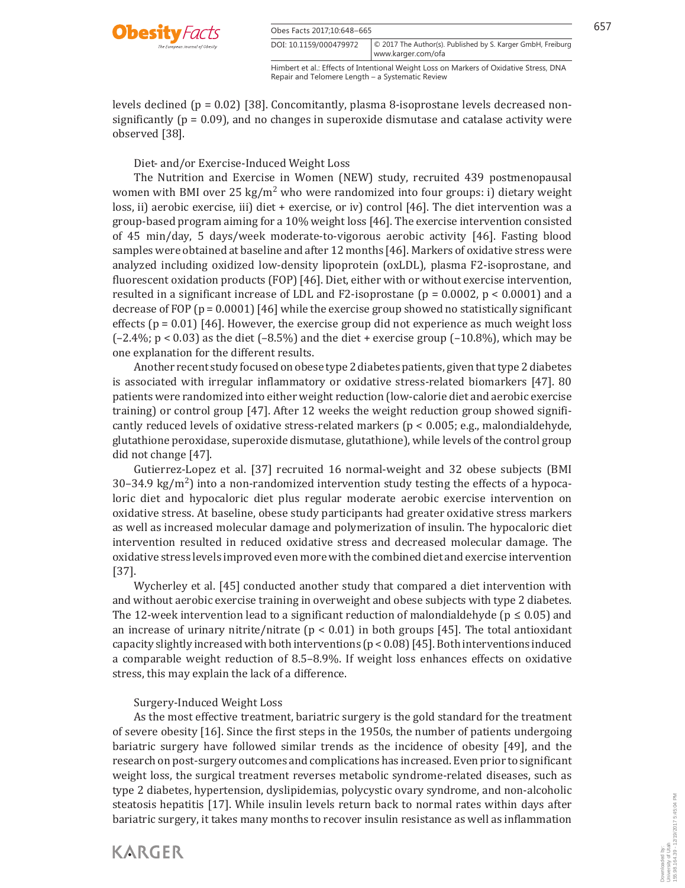levels declined ($p = 0.02$) [38]. Concomitantly, plasma 8-isoprostane levels decreased non-significantly ($p = 0.09$), and no changes in superoxide dismutase and catalase activity were observed [38].

### Diet- and/or Exercise-Induced Weight Loss

The Nutrition and Exercise in Women (NEW) study, recruited 439 postmenopausal women with BMI over 25 $kg/m^2$ who were randomized into four groups: i) dietary weight loss, ii) aerobic exercise, iii) diet + exercise, or iv) control [46]. The diet intervention was a group-based program aiming for a 10% weight loss [46]. The exercise intervention consisted of 45 min/day, 5 days/week moderate-to-vigorous aerobic activity [46]. Fasting blood samples were obtained at baseline and after 12 months [46]. Markers of oxidative stress were analyzed including oxidized low-density lipoprotein (oxLDL), plasma F2-isoprostane, and fluorescent oxidation products (FOP) [46]. Diet, either with or without exercise intervention, resulted in a significant increase of LDL and F2-isoprostane ($p = 0.0002$, $p < 0.0001$) and a decrease of FOP ($p = 0.0001$) [46] while the exercise group showed no statistically significant effects ($p = 0.01$) [46]. However, the exercise group did not experience as much weight loss (–2.4%; $p < 0.03$) as the diet (–8.5%) and the diet + exercise group (–10.8%), which may be one explanation for the different results.

Another recent study focused on obese type 2 diabetes patients, given that type 2 diabetes is associated with irregular inflammatory or oxidative stress-related biomarkers [47]. 80 patients were randomized into either weight reduction (low-calorie diet and aerobic exercise training) or control group [47]. After 12 weeks the weight reduction group showed significantly reduced levels of oxidative stress-related markers ($p < 0.005$; e.g., malondialdehyde, glutathione peroxidase, superoxide dismutase, glutathione), while levels of the control group did not change [47].

Gutierrez-Lopez et al. [37] recruited 16 normal-weight and 32 obese subjects (BMI 30–34.9 $kg/m^2$) into a non-randomized intervention study testing the effects of a hypocaloric diet and hypocaloric diet plus regular moderate aerobic exercise intervention on oxidative stress. At baseline, obese study participants had greater oxidative stress markers as well as increased molecular damage and polymerization of insulin. The hypocaloric diet intervention resulted in reduced oxidative stress and decreased molecular damage. The oxidative stress levels improved even more with the combined diet and exercise intervention [37].

Wycherley et al. [45] conducted another study that compared a diet intervention with and without aerobic exercise training in overweight and obese subjects with type 2 diabetes. The 12-week intervention lead to a significant reduction of malondialdehyde ($p \leq 0.05$) and an increase of urinary nitrite/nitrate ($p < 0.01$) in both groups [45]. The total antioxidant capacity slightly increased with both interventions ($p < 0.08$) [45]. Both interventions induced a comparable weight reduction of 8.5–8.9%. If weight loss enhances effects on oxidative stress, this may explain the lack of a difference.

### Surgery-Induced Weight Loss

As the most effective treatment, bariatric surgery is the gold standard for the treatment of severe obesity [16]. Since the first steps in the 1950s, the number of patients undergoing bariatric surgery have followed similar trends as the incidence of obesity [49], and the research on post-surgery outcomes and complications has increased. Even prior to significant weight loss, the surgical treatment reverses metabolic syndrome-related diseases, such as type 2 diabetes, hypertension, dyslipidemias, polycystic ovary syndrome, and non-alcoholic steatosis hepatitis [17]. While insulin levels return back to normal rates within days after bariatric surgery, it takes many months to recover insulin resistance as well as inflammation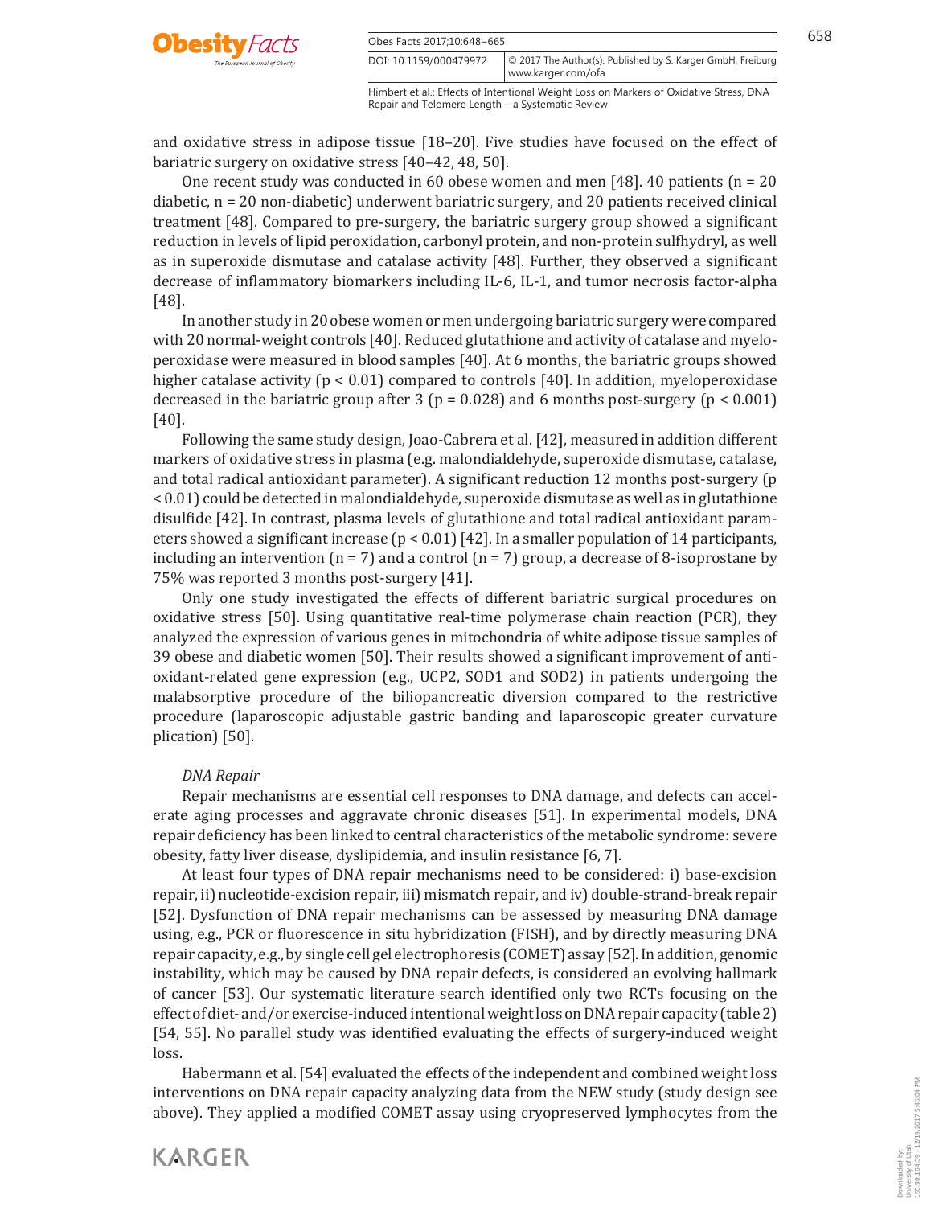and oxidative stress in adipose tissue [18–20]. Five studies have focused on the effect of bariatric surgery on oxidative stress [40–42, 48, 50].

One recent study was conducted in 60 obese women and men [48]. 40 patients (n = 20 diabetic, n = 20 non-diabetic) underwent bariatric surgery, and 20 patients received clinical treatment [48]. Compared to pre-surgery, the bariatric surgery group showed a significant reduction in levels of lipid peroxidation, carbonyl protein, and non-protein sulfhydryl, as well as in superoxide dismutase and catalase activity [48]. Further, they observed a significant decrease of inflammatory biomarkers including IL-6, IL-1, and tumor necrosis factor-alpha [48].

In another study in 20 obese women or men undergoing bariatric surgery were compared with 20 normal-weight controls [40]. Reduced glutathione and activity of catalase and myeloperoxidase were measured in blood samples [40]. At 6 months, the bariatric groups showed higher catalase activity ($p < 0.01$) compared to controls [40]. In addition, myeloperoxidase decreased in the bariatric group after 3 ($p = 0.028$) and 6 months post-surgery ($p < 0.001$) [40].

Following the same study design, Joao-Cabrera et al. [42], measured in addition different markers of oxidative stress in plasma (e.g. malondialdehyde, superoxide dismutase, catalase, and total radical antioxidant parameter). A significant reduction 12 months post-surgery ($p < 0.01$) could be detected in malondialdehyde, superoxide dismutase as well as in glutathione disulfide [42]. In contrast, plasma levels of glutathione and total radical antioxidant parameters showed a significant increase ($p < 0.01$) [42]. In a smaller population of 14 participants, including an intervention (n = 7) and a control (n = 7) group, a decrease of 8-isoprostane by 75% was reported 3 months post-surgery [41].

Only one study investigated the effects of different bariatric surgical procedures on oxidative stress [50]. Using quantitative real-time polymerase chain reaction (PCR), they analyzed the expression of various genes in mitochondria of white adipose tissue samples of 39 obese and diabetic women [50]. Their results showed a significant improvement of antioxidant-related gene expression (e.g., UCP2, SOD1 and SOD2) in patients undergoing the malabsorptive procedure of the biliopancreatic diversion compared to the restrictive procedure (laparoscopic adjustable gastric banding and laparoscopic greater curvature plication) [50].

*DNA Repair*

Repair mechanisms are essential cell responses to DNA damage, and defects can accelerate aging processes and aggravate chronic diseases [51]. In experimental models, DNA repair deficiency has been linked to central characteristics of the metabolic syndrome: severe obesity, fatty liver disease, dyslipidemia, and insulin resistance [6, 7].

At least four types of DNA repair mechanisms need to be considered: i) base-excision repair, ii) nucleotide-excision repair, iii) mismatch repair, and iv) double-strand-break repair [52]. Dysfunction of DNA repair mechanisms can be assessed by measuring DNA damage using, e.g., PCR or fluorescence in situ hybridization (FISH), and by directly measuring DNA repair capacity, e.g., by single cell gel electrophoresis (COMET) assay [52]. In addition, genomic instability, which may be caused by DNA repair defects, is considered an evolving hallmark of cancer [53]. Our systematic literature search identified only two RCTs focusing on the effect of diet- and/or exercise-induced intentional weight loss on DNA repair capacity (table 2) [54, 55]. No parallel study was identified evaluating the effects of surgery-induced weight loss.

Habermann et al. [54] evaluated the effects of the independent and combined weight loss interventions on DNA repair capacity analyzing data from the NEW study (study design see above). They applied a modified COMET assay using cryopreserved lymphocytes from the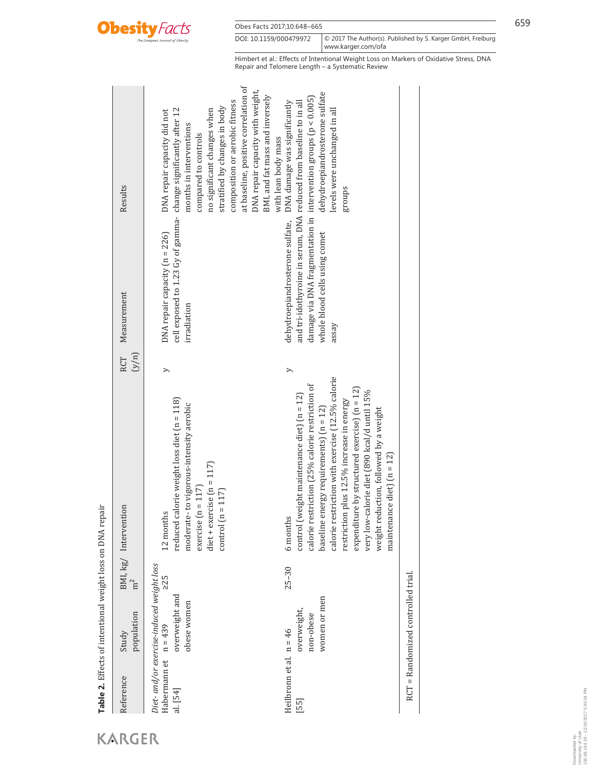**Table 2.** Effects of intentional weight loss on DNA repair

| Reference | Study population | BMI, kg/m$^2$ | Intervention | RCT (y/n) | Measurement | Results |
|---|---|---|---|---|---|---|
| *Diet- and/or exercise-induced weight loss* | | | | | | |
| Habermann et al. [54] | n = 439 overweight and obese women | ≥25 | 12 months<br>reduced calorie weight loss diet (n = 118)<br>moderate- to vigorous-intensity aerobic exercise (n = 117)<br>diet + exercise (n = 117)<br>control (n = 117) | y | DNA repair capacity (n = 226) cell exposed to 1.23 Gy of gamma-irradiation | DNA repair capacity did not change significantly after 12 months in interventions compared to controls<br>no significant changes when stratified by changes in body composition or aerobic fitness<br>at baseline, positive correlation of DNA repair capacity with weight, BMI, and fat mass and inversely with lean body mass |
| Heilbronn et al. [55] | n = 46 overweight, non-obese women or men | 25–30 | 6 months<br>control (weight maintenance diet) (n = 12)<br>calorie restriction (25% calorie restriction of baseline energy requirements) (n = 12)<br>calorie restriction with exercise (12.5% calorie restriction plus 12.5% increase in energy expenditure by structured exercise) (n = 12)<br>very low-calorie diet (890 kcal/d until 15% weight reduction, followed by a weight maintenance diet) (n = 12) | y | dehydroepiandrosterone sulfate, and tri-idothyroine in serum, DNA damage via DNA fragmentation in whole blood cells using comet assay | DNA damage was significantly reduced from baseline to in all intervention groups ($p < 0.005$)<br>dehydroepiandrosterone sulfate levels were unchanged in all groups |

RCT = Randomized controlled trial.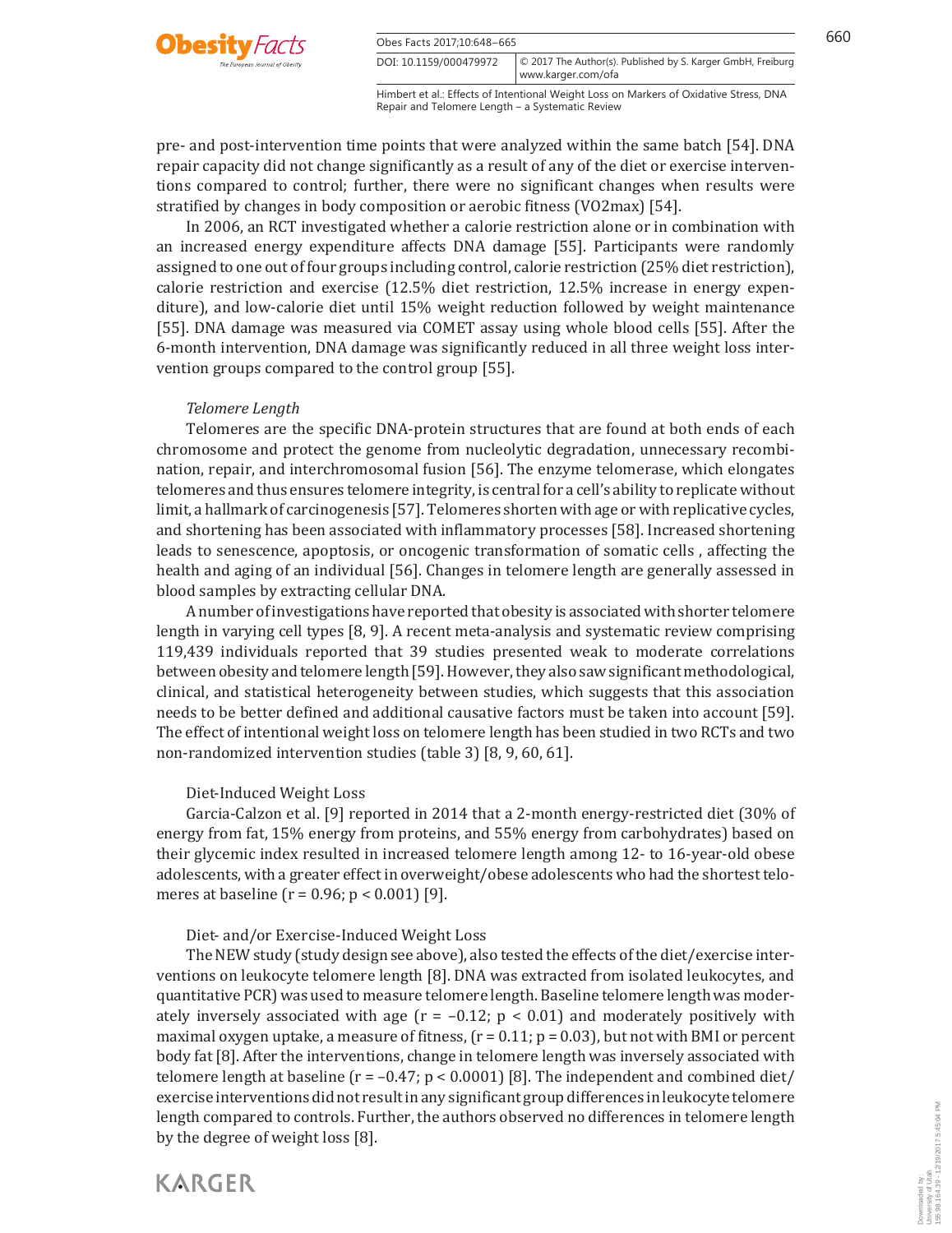pre- and post-intervention time points that were analyzed within the same batch [54]. DNA repair capacity did not change significantly as a result of any of the diet or exercise interventions compared to control; further, there were no significant changes when results were stratified by changes in body composition or aerobic fitness (VO2max) [54].

In 2006, an RCT investigated whether a calorie restriction alone or in combination with an increased energy expenditure affects DNA damage [55]. Participants were randomly assigned to one out of four groups including control, calorie restriction (25% diet restriction), calorie restriction and exercise (12.5% diet restriction, 12.5% increase in energy expenditure), and low-calorie diet until 15% weight reduction followed by weight maintenance [55]. DNA damage was measured via COMET assay using whole blood cells [55]. After the 6-month intervention, DNA damage was significantly reduced in all three weight loss intervention groups compared to the control group [55].

*Telomere Length*

Telomeres are the specific DNA-protein structures that are found at both ends of each chromosome and protect the genome from nucleolytic degradation, unnecessary recombination, repair, and interchromosomal fusion [56]. The enzyme telomerase, which elongates telomeres and thus ensures telomere integrity, is central for a cell's ability to replicate without limit, a hallmark of carcinogenesis [57]. Telomeres shorten with age or with replicative cycles, and shortening has been associated with inflammatory processes [58]. Increased shortening leads to senescence, apoptosis, or oncogenic transformation of somatic cells , affecting the health and aging of an individual [56]. Changes in telomere length are generally assessed in blood samples by extracting cellular DNA.

A number of investigations have reported that obesity is associated with shorter telomere length in varying cell types [8, 9]. A recent meta-analysis and systematic review comprising 119,439 individuals reported that 39 studies presented weak to moderate correlations between obesity and telomere length [59]. However, they also saw significant methodological, clinical, and statistical heterogeneity between studies, which suggests that this association needs to be better defined and additional causative factors must be taken into account [59]. The effect of intentional weight loss on telomere length has been studied in two RCTs and two non-randomized intervention studies (table 3) [8, 9, 60, 61].

Diet-Induced Weight Loss

Garcia-Calzon et al. [9] reported in 2014 that a 2-month energy-restricted diet (30% of energy from fat, 15% energy from proteins, and 55% energy from carbohydrates) based on their glycemic index resulted in increased telomere length among 12- to 16-year-old obese adolescents, with a greater effect in overweight/obese adolescents who had the shortest telomeres at baseline ($r = 0.96$; $p < 0.001$) [9].

Diet- and/or Exercise-Induced Weight Loss

The NEW study (study design see above), also tested the effects of the diet/exercise interventions on leukocyte telomere length [8]. DNA was extracted from isolated leukocytes, and quantitative PCR) was used to measure telomere length. Baseline telomere length was moderately inversely associated with age ($r = -0.12$; $p < 0.01$) and moderately positively with maximal oxygen uptake, a measure of fitness, ($r = 0.11$; $p = 0.03$), but not with BMI or percent body fat [8]. After the interventions, change in telomere length was inversely associated with telomere length at baseline ($r = -0.47$; $p < 0.0001$) [8]. The independent and combined diet/exercise interventions did not result in any significant group differences in leukocyte telomere length compared to controls. Further, the authors observed no differences in telomere length by the degree of weight loss [8].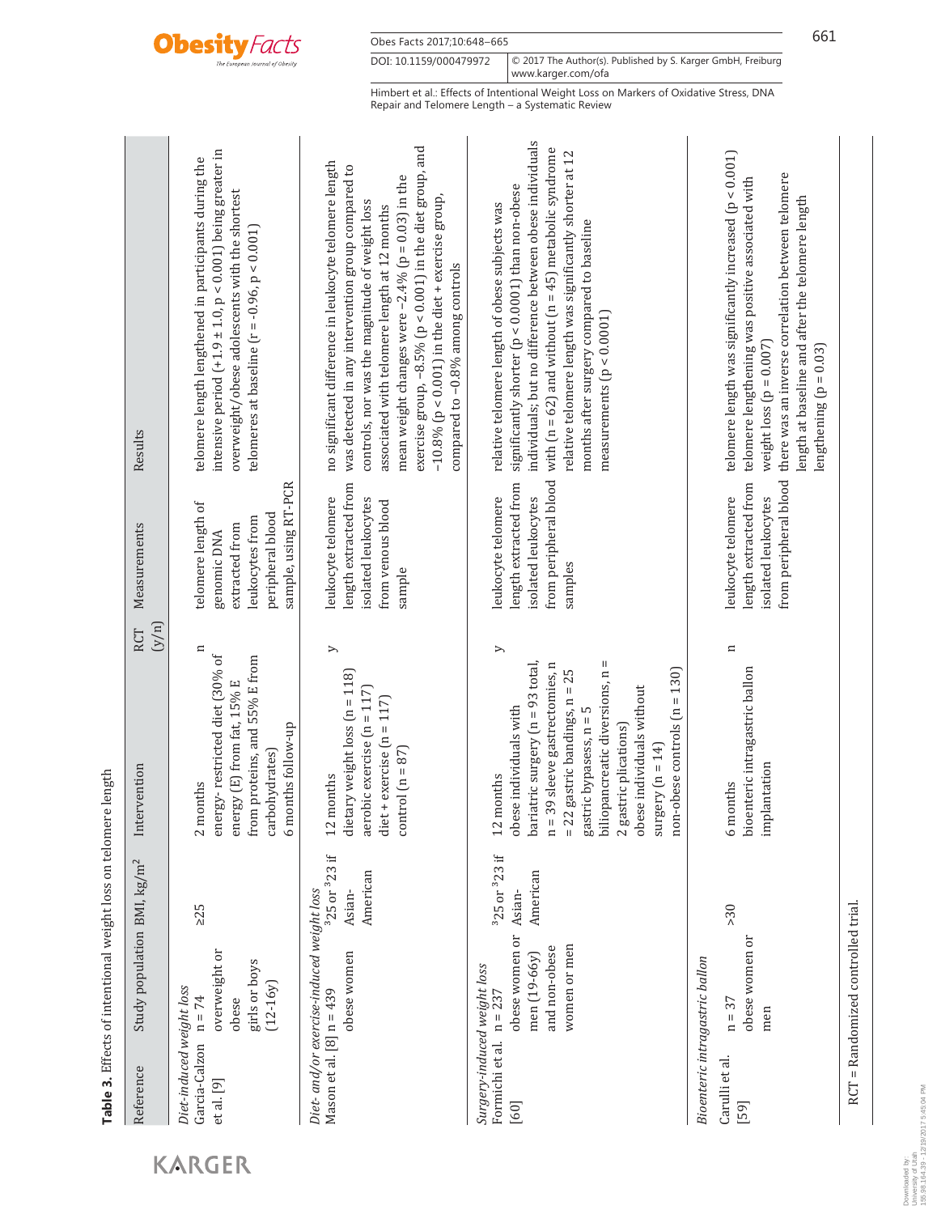**Table 3.** Effects of intentional weight loss on telomere length

| Reference | Study population | BMI, kg/m² | Intervention | RCT (y/n) | Measurements | Results |
|---|---|---|---|---|---|---|
| *Diet-induced weight loss* | | | | | | |
| Garcia-Calzon et al. [9] | n = 74 overweight or obese girls or boys (12-16y) | ≥25 | 2 months energy- restricted diet (30% of energy (E) from fat, 15% E from proteins, and 55% E from carbohydrates) 6 months follow-up | n | telomere length of genomic DNA extracted from leukocytes from peripheral blood sample, using RT-PCR | telomere length lengthened in participants during the intensive period (+1.9 ± 1.0, $p < 0.001$) being greater in overweight/obese adolescents with the shortest telomeres at baseline ($r = -0.96$, $p < 0.001$) |
| *Diet- and/or exercise-induced weight loss* | | | | | | |
| Mason et al. [8] | n = 439 obese women | ≥25 or ≥23 if Asian-American | 12 months dietary weight loss (n = 118) aerobic exercise (n = 117) diet + exercise (n = 117) control (n = 87) | y | leukocyte telomere length extracted from isolated leukocytes from venous blood sample | no significant difference in leukocyte telomere length was detected in any intervention group compared to controls, nor was the magnitude of weight loss associated with telomere length at 12 months mean weight changes were −2.4% ($p = 0.03$) in the exercise group, −8.5% ($p < 0.001$) in the diet group, and −10.8% ($p < 0.001$) in the diet + exercise group, compared to −0.8% among controls |
| *Surgery-induced weight loss* | | | | | | |
| Formichi et al. [60] | n = 237 obese women or men (19-66y) and non-obese women or men | ≥25 or ≥23 if Asian-American | 12 months obese individuals with bariatric surgery (n = 93 total, n = 39 sleeve gastrectomies, n = 22 gastric bandings, n = 25 gastric bypasess, n = 5 biliopancreatic diversions, n = 2 gastric plications) obese individuals without surgery (n = 14) non-obese controls (n = 130) | y | leukocyte telomere length extracted from isolated leukocytes from peripheral blood samples | relative telomere length of obese subjects was significantly shorter ($p < 0.0001$) than non-obese individuals; but no difference between obese individuals with (n = 62) and without (n = 45) metabolic syndrome relative telomere length was significantly shorter at 12 months after surgery compared to baseline measurements ($p < 0.0001$) |
| *Bioenteric intragastric ballon* | | | | | | |
| Carulli et al. [59] | n = 37 obese women or men | >30 | 6 months bioenteric intragastric ballon implantation | n | leukocyte telomere length extracted from isolated leukocytes from peripheral blood | telomere length was significantly increased ($p < 0.001$) telomere lengthening was positive associated with weight loss ($p = 0.007$) there was an inverse correlation between telomere length at baseline and after the telomere length lengthening ($p = 0.03$) |

RCT = Randomized controlled trial.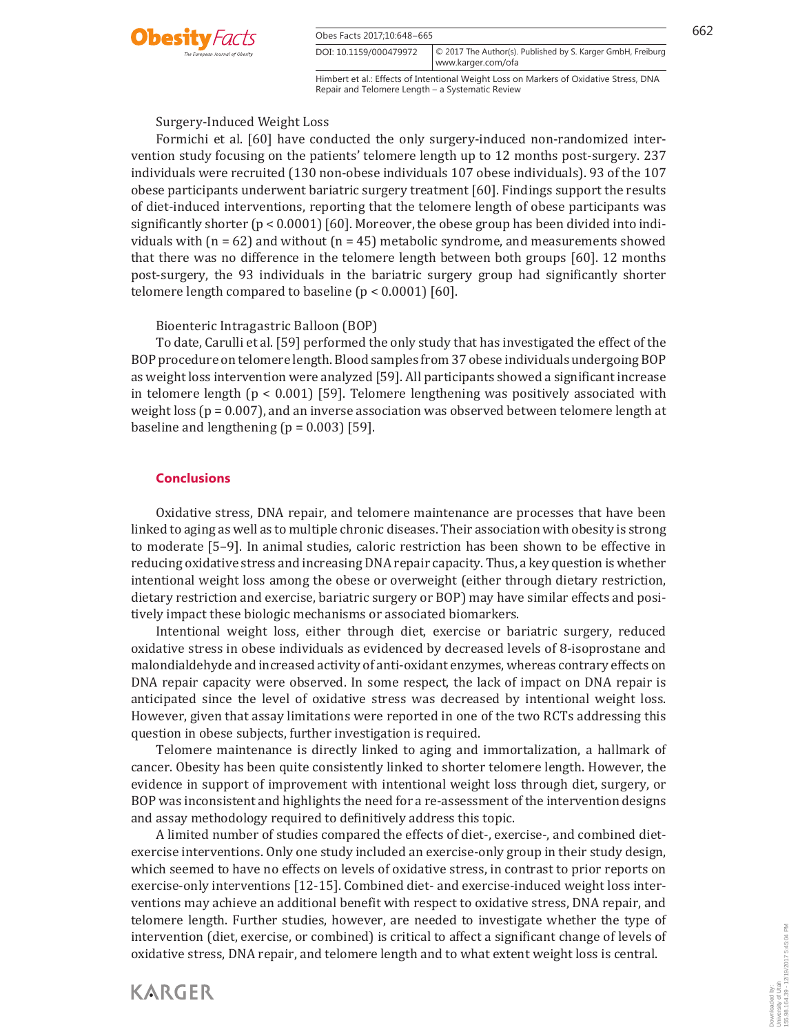Surgery-Induced Weight Loss

Formichi et al. [60] have conducted the only surgery-induced non-randomized intervention study focusing on the patients' telomere length up to 12 months post-surgery. 237 individuals were recruited (130 non-obese individuals 107 obese individuals). 93 of the 107 obese participants underwent bariatric surgery treatment [60]. Findings support the results of diet-induced interventions, reporting that the telomere length of obese participants was significantly shorter ($p < 0.0001$) [60]. Moreover, the obese group has been divided into individuals with ($n = 62$) and without ($n = 45$) metabolic syndrome, and measurements showed that there was no difference in the telomere length between both groups [60]. 12 months post-surgery, the 93 individuals in the bariatric surgery group had significantly shorter telomere length compared to baseline ($p < 0.0001$) [60].

Bioenteric Intragastric Balloon (BOP)

To date, Carulli et al. [59] performed the only study that has investigated the effect of the BOP procedure on telomere length. Blood samples from 37 obese individuals undergoing BOP as weight loss intervention were analyzed [59]. All participants showed a significant increase in telomere length ($p < 0.001$) [59]. Telomere lengthening was positively associated with weight loss ($p = 0.007$), and an inverse association was observed between telomere length at baseline and lengthening ($p = 0.003$) [59].

## Conclusions

Oxidative stress, DNA repair, and telomere maintenance are processes that have been linked to aging as well as to multiple chronic diseases. Their association with obesity is strong to moderate [5–9]. In animal studies, caloric restriction has been shown to be effective in reducing oxidative stress and increasing DNA repair capacity. Thus, a key question is whether intentional weight loss among the obese or overweight (either through dietary restriction, dietary restriction and exercise, bariatric surgery or BOP) may have similar effects and positively impact these biologic mechanisms or associated biomarkers.

Intentional weight loss, either through diet, exercise or bariatric surgery, reduced oxidative stress in obese individuals as evidenced by decreased levels of 8-isoprostane and malondialdehyde and increased activity of anti-oxidant enzymes, whereas contrary effects on DNA repair capacity were observed. In some respect, the lack of impact on DNA repair is anticipated since the level of oxidative stress was decreased by intentional weight loss. However, given that assay limitations were reported in one of the two RCTs addressing this question in obese subjects, further investigation is required.

Telomere maintenance is directly linked to aging and immortalization, a hallmark of cancer. Obesity has been quite consistently linked to shorter telomere length. However, the evidence in support of improvement with intentional weight loss through diet, surgery, or BOP was inconsistent and highlights the need for a re-assessment of the intervention designs and assay methodology required to definitively address this topic.

A limited number of studies compared the effects of diet-, exercise-, and combined diet-exercise interventions. Only one study included an exercise-only group in their study design, which seemed to have no effects on levels of oxidative stress, in contrast to prior reports on exercise-only interventions [12-15]. Combined diet- and exercise-induced weight loss interventions may achieve an additional benefit with respect to oxidative stress, DNA repair, and telomere length. Further studies, however, are needed to investigate whether the type of intervention (diet, exercise, or combined) is critical to affect a significant change of levels of oxidative stress, DNA repair, and telomere length and to what extent weight loss is central.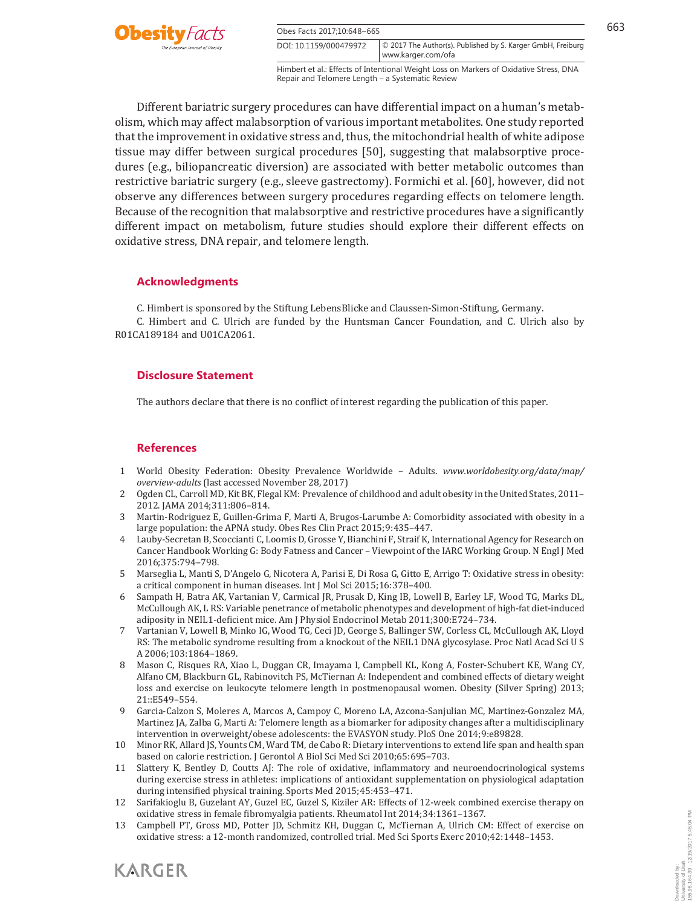Different bariatric surgery procedures can have differential impact on a human's metabolism, which may affect malabsorption of various important metabolites. One study reported that the improvement in oxidative stress and, thus, the mitochondrial health of white adipose tissue may differ between surgical procedures [50], suggesting that malabsorptive procedures (e.g., biliopancreatic diversion) are associated with better metabolic outcomes than restrictive bariatric surgery (e.g., sleeve gastrectomy). Formichi et al. [60], however, did not observe any differences between surgery procedures regarding effects on telomere length. Because of the recognition that malabsorptive and restrictive procedures have a significantly different impact on metabolism, future studies should explore their different effects on oxidative stress, DNA repair, and telomere length.

## Acknowledgments

C. Himbert is sponsored by the Stiftung LebensBlicke and Claussen-Simon-Stiftung, Germany.

C. Himbert and C. Ulrich are funded by the Huntsman Cancer Foundation, and C. Ulrich also by R01CA189184 and U01CA2061.

## Disclosure Statement

The authors declare that there is no conflict of interest regarding the publication of this paper.

## References

1. World Obesity Federation: Obesity Prevalence Worldwide – Adults. *www.worldobesity.org/data/map/overview-adults* (last accessed November 28, 2017)
2. Ogden CL, Carroll MD, Kit BK, Flegal KM: Prevalence of childhood and adult obesity in the United States, 2011–2012. JAMA 2014;311:806–814.
3. Martin-Rodriguez E, Guillen-Grima F, Marti A, Brugos-Larumbe A: Comorbidity associated with obesity in a large population: the APNA study. Obes Res Clin Pract 2015;9:435–447.
4. Lauby-Secretan B, Scoccianti C, Loomis D, Grosse Y, Bianchini F, Straif K, International Agency for Research on Cancer Handbook Working G: Body Fatness and Cancer – Viewpoint of the IARC Working Group. N Engl J Med 2016;375:794–798.
5. Marseglia L, Manti S, D'Angelo G, Nicotera A, Parisi E, Di Rosa G, Gitto E, Arrigo T: Oxidative stress in obesity: a critical component in human diseases. Int J Mol Sci 2015;16:378–400.
6. Sampath H, Batra AK, Vartanian V, Carmical JR, Prusak D, King IB, Lowell B, Earley LF, Wood TG, Marks DL, McCullough AK, L RS: Variable penetrance of metabolic phenotypes and development of high-fat diet-induced adiposity in NEIL1-deficient mice. Am J Physiol Endocrinol Metab 2011;300:E724–734.
7. Vartanian V, Lowell B, Minko IG, Wood TG, Ceci JD, George S, Ballinger SW, Corless CL, McCullough AK, Lloyd RS: The metabolic syndrome resulting from a knockout of the NEIL1 DNA glycosylase. Proc Natl Acad Sci U S A 2006;103:1864–1869.
8. Mason C, Risques RA, Xiao L, Duggan CR, Imayama I, Campbell KL, Kong A, Foster-Schubert KE, Wang CY, Alfano CM, Blackburn GL, Rabinovitch PS, McTiernan A: Independent and combined effects of dietary weight loss and exercise on leukocyte telomere length in postmenopausal women. Obesity (Silver Spring) 2013; 21::E549–554.
9. Garcia-Calzon S, Moleres A, Marcos A, Campoy C, Moreno LA, Azcona-Sanjulian MC, Martinez-Gonzalez MA, Martinez JA, Zalba G, Marti A: Telomere length as a biomarker for adiposity changes after a multidisciplinary intervention in overweight/obese adolescents: the EVASYON study. PloS One 2014;9:e89828.
10. Minor RK, Allard JS, Younts CM, Ward TM, de Cabo R: Dietary interventions to extend life span and health span based on calorie restriction. J Gerontol A Biol Sci Med Sci 2010;65:695–703.
11. Slattery K, Bentley D, Coutts AJ: The role of oxidative, inflammatory and neuroendocrinological systems during exercise stress in athletes: implications of antioxidant supplementation on physiological adaptation during intensified physical training. Sports Med 2015;45:453–471.
12. Sarifakioglu B, Guzelant AY, Guzel EC, Guzel S, Kiziler AR: Effects of 12-week combined exercise therapy on oxidative stress in female fibromyalgia patients. Rheumatol Int 2014;34:1361–1367.
13. Campbell PT, Gross MD, Potter JD, Schmitz KH, Duggan C, McTiernan A, Ulrich CM: Effect of exercise on oxidative stress: a 12-month randomized, controlled trial. Med Sci Sports Exerc 2010;42:1448–1453.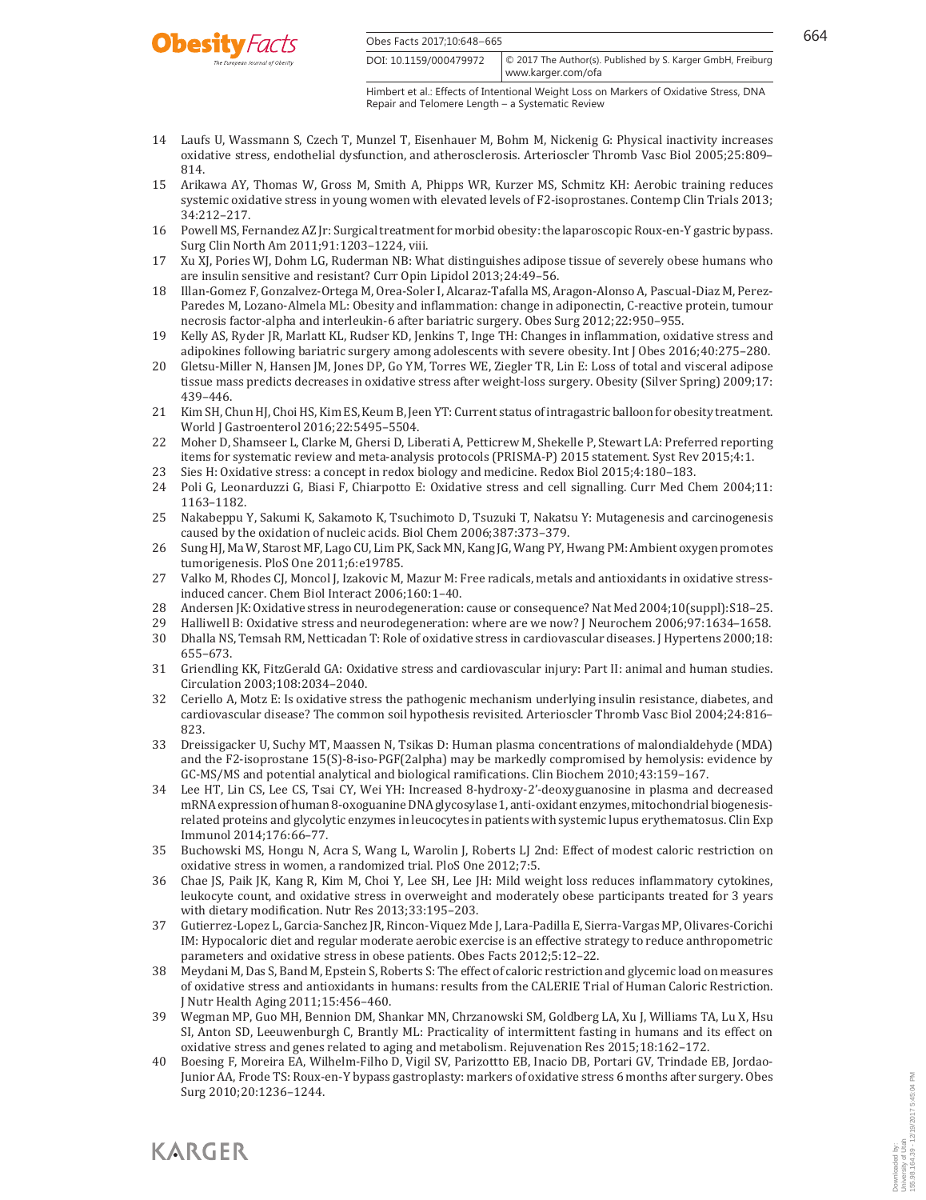14 Laufs U, Wassmann S, Czech T, Munzel T, Eisenhauer M, Bohm M, Nickenig G: Physical inactivity increases oxidative stress, endothelial dysfunction, and atherosclerosis. Arterioscler Thromb Vasc Biol 2005;25:809–814.

15 Arikawa AY, Thomas W, Gross M, Smith A, Phipps WR, Kurzer MS, Schmitz KH: Aerobic training reduces systemic oxidative stress in young women with elevated levels of F2-isoprostanes. Contemp Clin Trials 2013; 34:212–217.

16 Powell MS, Fernandez AZ Jr: Surgical treatment for morbid obesity: the laparoscopic Roux-en-Y gastric bypass. Surg Clin North Am 2011;91:1203–1224, viii.

17 Xu XJ, Pories WJ, Dohm LG, Ruderman NB: What distinguishes adipose tissue of severely obese humans who are insulin sensitive and resistant? Curr Opin Lipidol 2013;24:49–56.

18 Illan-Gomez F, Gonzalvez-Ortega M, Orea-Soler I, Alcaraz-Tafalla MS, Aragon-Alonso A, Pascual-Diaz M, Perez-Paredes M, Lozano-Almela ML: Obesity and inflammation: change in adiponectin, C-reactive protein, tumour necrosis factor-alpha and interleukin-6 after bariatric surgery. Obes Surg 2012;22:950–955.

19 Kelly AS, Ryder JR, Marlatt KL, Rudser KD, Jenkins T, Inge TH: Changes in inflammation, oxidative stress and adipokines following bariatric surgery among adolescents with severe obesity. Int J Obes 2016;40:275–280.

20 Gletsu-Miller N, Hansen JM, Jones DP, Go YM, Torres WE, Ziegler TR, Lin E: Loss of total and visceral adipose tissue mass predicts decreases in oxidative stress after weight-loss surgery. Obesity (Silver Spring) 2009;17: 439–446.

21 Kim SH, Chun HJ, Choi HS, Kim ES, Keum B, Jeen YT: Current status of intragastric balloon for obesity treatment. World J Gastroenterol 2016;22:5495–5504.

22 Moher D, Shamseer L, Clarke M, Ghersi D, Liberati A, Petticrew M, Shekelle P, Stewart LA: Preferred reporting items for systematic review and meta-analysis protocols (PRISMA-P) 2015 statement. Syst Rev 2015;4:1.

23 Sies H: Oxidative stress: a concept in redox biology and medicine. Redox Biol 2015;4:180–183.

24 Poli G, Leonarduzzi G, Biasi F, Chiarpotto E: Oxidative stress and cell signalling. Curr Med Chem 2004;11: 1163–1182.

25 Nakabeppu Y, Sakumi K, Sakamoto K, Tsuchimoto D, Tsuzuki T, Nakatsu Y: Mutagenesis and carcinogenesis caused by the oxidation of nucleic acids. Biol Chem 2006;387:373–379.

26 Sung HJ, Ma W, Starost MF, Lago CU, Lim PK, Sack MN, Kang JG, Wang PY, Hwang PM: Ambient oxygen promotes tumorigenesis. PloS One 2011;6:e19785.

27 Valko M, Rhodes CJ, Moncol J, Izakovic M, Mazur M: Free radicals, metals and antioxidants in oxidative stress-induced cancer. Chem Biol Interact 2006;160:1–40.

28 Andersen JK: Oxidative stress in neurodegeneration: cause or consequence? Nat Med 2004;10(suppl):S18–25.

29 Halliwell B: Oxidative stress and neurodegeneration: where are we now? J Neurochem 2006;97:1634–1658.

30 Dhalla NS, Temsah RM, Netticadan T: Role of oxidative stress in cardiovascular diseases. J Hypertens 2000;18: 655–673.

31 Griendling KK, FitzGerald GA: Oxidative stress and cardiovascular injury: Part II: animal and human studies. Circulation 2003;108:2034–2040.

32 Ceriello A, Motz E: Is oxidative stress the pathogenic mechanism underlying insulin resistance, diabetes, and cardiovascular disease? The common soil hypothesis revisited. Arterioscler Thromb Vasc Biol 2004;24:816–823.

33 Dreissigacker U, Suchy MT, Maassen N, Tsikas D: Human plasma concentrations of malondialdehyde (MDA) and the F2-isoprostane 15(S)-8-iso-PGF(2alpha) may be markedly compromised by hemolysis: evidence by GC-MS/MS and potential analytical and biological ramifications. Clin Biochem 2010;43:159–167.

34 Lee HT, Lin CS, Lee CS, Tsai CY, Wei YH: Increased 8-hydroxy-2′-deoxyguanosine in plasma and decreased mRNA expression of human 8-oxoguanine DNA glycosylase 1, anti-oxidant enzymes, mitochondrial biogenesis-related proteins and glycolytic enzymes in leucocytes in patients with systemic lupus erythematosus. Clin Exp Immunol 2014;176:66–77.

35 Buchowski MS, Hongu N, Acra S, Wang L, Warolin J, Roberts LJ 2nd: Effect of modest caloric restriction on oxidative stress in women, a randomized trial. PloS One 2012;7:5.

36 Chae JS, Paik JK, Kang R, Kim M, Choi Y, Lee SH, Lee JH: Mild weight loss reduces inflammatory cytokines, leukocyte count, and oxidative stress in overweight and moderately obese participants treated for 3 years with dietary modification. Nutr Res 2013;33:195–203.

37 Gutierrez-Lopez L, Garcia-Sanchez JR, Rincon-Viquez Mde J, Lara-Padilla E, Sierra-Vargas MP, Olivares-Corichi IM: Hypocaloric diet and regular moderate aerobic exercise is an effective strategy to reduce anthropometric parameters and oxidative stress in obese patients. Obes Facts 2012;5:12–22.

38 Meydani M, Das S, Band M, Epstein S, Roberts S: The effect of caloric restriction and glycemic load on measures of oxidative stress and antioxidants in humans: results from the CALERIE Trial of Human Caloric Restriction. J Nutr Health Aging 2011;15:456–460.

39 Wegman MP, Guo MH, Bennion DM, Shankar MN, Chrzanowski SM, Goldberg LA, Xu J, Williams TA, Lu X, Hsu SI, Anton SD, Leeuwenburgh C, Brantly ML: Practicality of intermittent fasting in humans and its effect on oxidative stress and genes related to aging and metabolism. Rejuvenation Res 2015;18:162–172.

40 Boesing F, Moreira EA, Wilhelm-Filho D, Vigil SV, Parizottto EB, Inacio DB, Portari GV, Trindade EB, Jordao-Junior AA, Frode TS: Roux-en-Y bypass gastroplasty: markers of oxidative stress 6 months after surgery. Obes Surg 2010;20:1236–1244.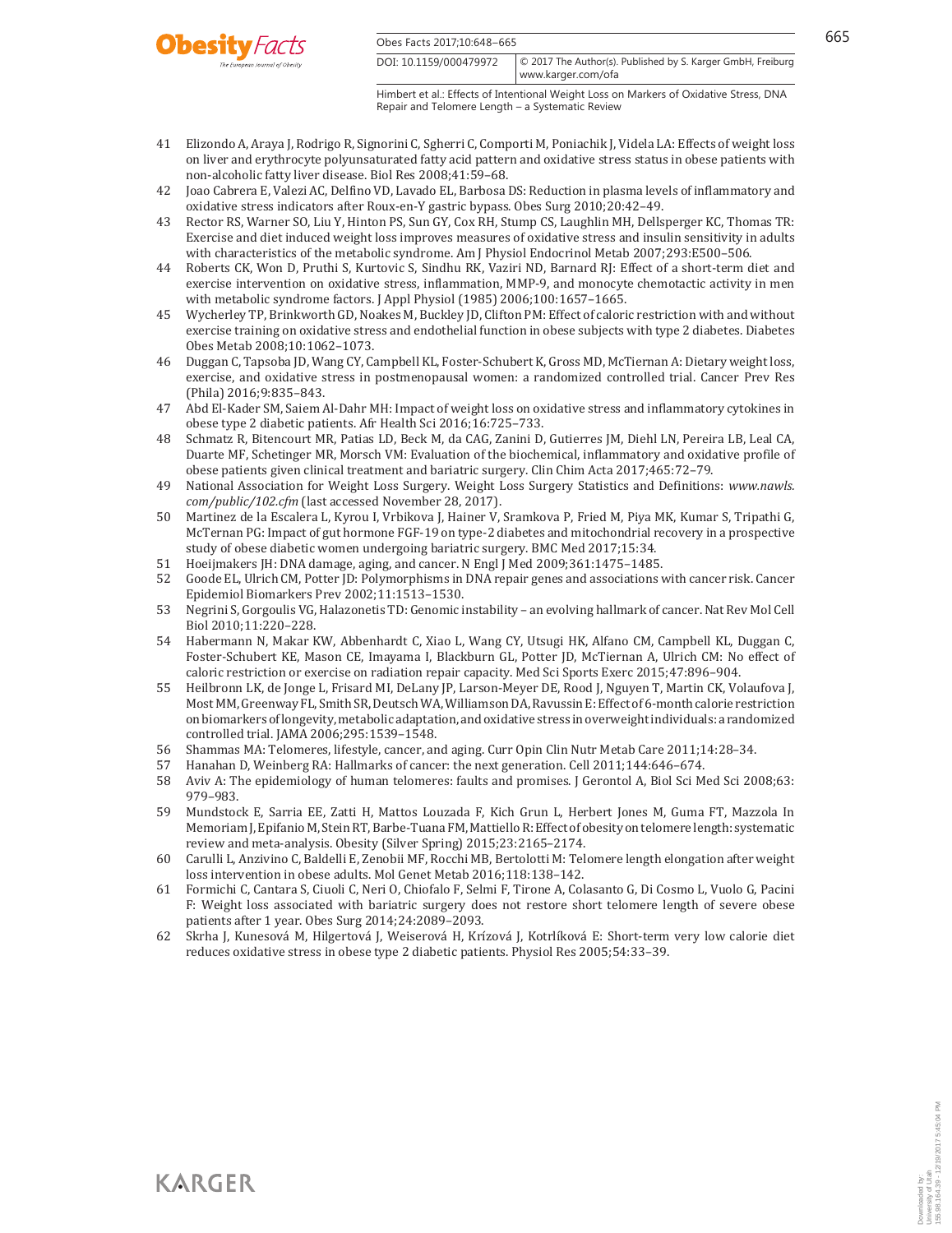41 Elizondo A, Araya J, Rodrigo R, Signorini C, Sgherri C, Comporti M, Poniachik J, Videla LA: Effects of weight loss on liver and erythrocyte polyunsaturated fatty acid pattern and oxidative stress status in obese patients with non-alcoholic fatty liver disease. Biol Res 2008;41:59–68.

42 Joao Cabrera E, Valezi AC, Delfino VD, Lavado EL, Barbosa DS: Reduction in plasma levels of inflammatory and oxidative stress indicators after Roux-en-Y gastric bypass. Obes Surg 2010;20:42–49.

43 Rector RS, Warner SO, Liu Y, Hinton PS, Sun GY, Cox RH, Stump CS, Laughlin MH, Dellsperger KC, Thomas TR: Exercise and diet induced weight loss improves measures of oxidative stress and insulin sensitivity in adults with characteristics of the metabolic syndrome. Am J Physiol Endocrinol Metab 2007;293:E500–506.

44 Roberts CK, Won D, Pruthi S, Kurtovic S, Sindhu RK, Vaziri ND, Barnard RJ: Effect of a short-term diet and exercise intervention on oxidative stress, inflammation, MMP-9, and monocyte chemotactic activity in men with metabolic syndrome factors. J Appl Physiol (1985) 2006;100:1657–1665.

45 Wycherley TP, Brinkworth GD, Noakes M, Buckley JD, Clifton PM: Effect of caloric restriction with and without exercise training on oxidative stress and endothelial function in obese subjects with type 2 diabetes. Diabetes Obes Metab 2008;10:1062–1073.

46 Duggan C, Tapsoba JD, Wang CY, Campbell KL, Foster-Schubert K, Gross MD, McTiernan A: Dietary weight loss, exercise, and oxidative stress in postmenopausal women: a randomized controlled trial. Cancer Prev Res (Phila) 2016;9:835–843.

47 Abd El-Kader SM, Saiem Al-Dahr MH: Impact of weight loss on oxidative stress and inflammatory cytokines in obese type 2 diabetic patients. Afr Health Sci 2016;16:725–733.

48 Schmatz R, Bitencourt MR, Patias LD, Beck M, da CAG, Zanini D, Gutierres JM, Diehl LN, Pereira LB, Leal CA, Duarte MF, Schetinger MR, Morsch VM: Evaluation of the biochemical, inflammatory and oxidative profile of obese patients given clinical treatment and bariatric surgery. Clin Chim Acta 2017;465:72–79.

49 National Association for Weight Loss Surgery. Weight Loss Surgery Statistics and Definitions: *www.nawls.com/public/102.cfm* (last accessed November 28, 2017).

50 Martinez de la Escalera L, Kyrou I, Vrbikova J, Hainer V, Sramkova P, Fried M, Piya MK, Kumar S, Tripathi G, McTernan PG: Impact of gut hormone FGF-19 on type-2 diabetes and mitochondrial recovery in a prospective study of obese diabetic women undergoing bariatric surgery. BMC Med 2017;15:34.

51 Hoeijmakers JH: DNA damage, aging, and cancer. N Engl J Med 2009;361:1475–1485.

52 Goode EL, Ulrich CM, Potter JD: Polymorphisms in DNA repair genes and associations with cancer risk. Cancer Epidemiol Biomarkers Prev 2002;11:1513–1530.

53 Negrini S, Gorgoulis VG, Halazonetis TD: Genomic instability – an evolving hallmark of cancer. Nat Rev Mol Cell Biol 2010;11:220–228.

54 Habermann N, Makar KW, Abbenhardt C, Xiao L, Wang CY, Utsugi HK, Alfano CM, Campbell KL, Duggan C, Foster-Schubert KE, Mason CE, Imayama I, Blackburn GL, Potter JD, McTiernan A, Ulrich CM: No effect of caloric restriction or exercise on radiation repair capacity. Med Sci Sports Exerc 2015;47:896–904.

55 Heilbronn LK, de Jonge L, Frisard MI, DeLany JP, Larson-Meyer DE, Rood J, Nguyen T, Martin CK, Volaufova J, Most MM, Greenway FL, Smith SR, Deutsch WA, Williamson DA, Ravussin E: Effect of 6-month calorie restriction on biomarkers of longevity, metabolic adaptation, and oxidative stress in overweight individuals: a randomized controlled trial. JAMA 2006;295:1539–1548.

56 Shammas MA: Telomeres, lifestyle, cancer, and aging. Curr Opin Clin Nutr Metab Care 2011;14:28–34.

57 Hanahan D, Weinberg RA: Hallmarks of cancer: the next generation. Cell 2011;144:646–674.

58 Aviv A: The epidemiology of human telomeres: faults and promises. J Gerontol A, Biol Sci Med Sci 2008;63: 979–983.

59 Mundstock E, Sarria EE, Zatti H, Mattos Louzada F, Kich Grun L, Herbert Jones M, Guma FT, Mazzola In Memoriam J, Epifanio M, Stein RT, Barbe-Tuana FM, Mattiello R: Effect of obesity on telomere length: systematic review and meta-analysis. Obesity (Silver Spring) 2015;23:2165–2174.

60 Carulli L, Anzivino C, Baldelli E, Zenobii MF, Rocchi MB, Bertolotti M: Telomere length elongation after weight loss intervention in obese adults. Mol Genet Metab 2016;118:138–142.

61 Formichi C, Cantara S, Ciuoli C, Neri O, Chiofalo F, Selmi F, Tirone A, Colasanto G, Di Cosmo L, Vuolo G, Pacini F: Weight loss associated with bariatric surgery does not restore short telomere length of severe obese patients after 1 year. Obes Surg 2014;24:2089–2093.

62 Skrha J, Kunesová M, Hilgertová J, Weiserová H, Krízová J, Kotrlíková E: Short-term very low calorie diet reduces oxidative stress in obese type 2 diabetic patients. Physiol Res 2005;54:33–39.